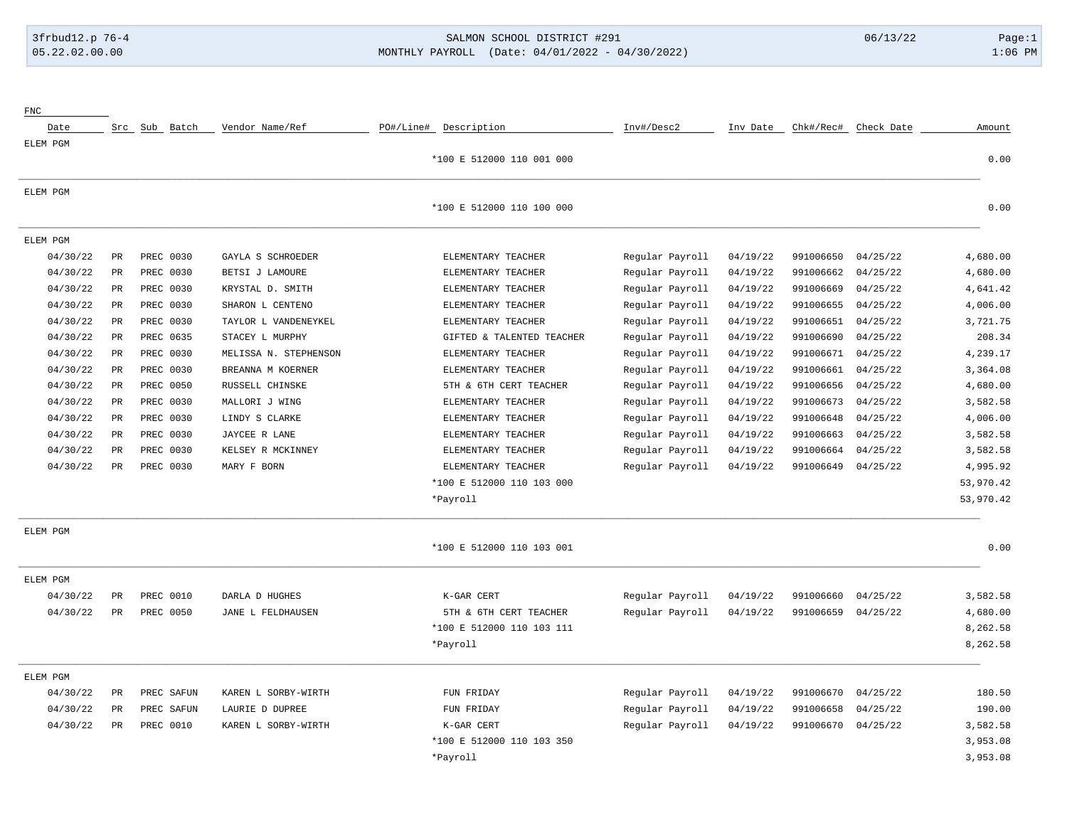SALMON SCHOOL DISTRICT #291

MONTHLY PAYROLL (Date: 04/01/2022 - 04/30/2022)

3frbud12.p 76-4 | 05.22.02.00.00 | 06/13/22 | 1:06 PM

| FNC Date | Src | Sub | Batch | Vendor Name/Ref | PO#/Line# | Description | Inv#/Desc2 | Inv Date | Chk#/Rec# | Check Date | Amount |
|---|---|---|---|---|---|---|---|---|---|---|---|
| ELEM PGM | | | | | | | | | | | |
| | | | | | | *100 E 512000 110 001 000 | | | | | 0.00 |
| ELEM PGM | | | | | | | | | | | |
| | | | | | | *100 E 512000 110 100 000 | | | | | 0.00 |
| ELEM PGM | | | | | | | | | | | |
| 04/30/22 | PR | PREC | 0030 | GAYLA S SCHROEDER | | ELEMENTARY TEACHER | Regular Payroll | 04/19/22 | 991006650 | 04/25/22 | 4,680.00 |
| 04/30/22 | PR | PREC | 0030 | BETSI J LAMOURE | | ELEMENTARY TEACHER | Regular Payroll | 04/19/22 | 991006662 | 04/25/22 | 4,680.00 |
| 04/30/22 | PR | PREC | 0030 | KRYSTAL D. SMITH | | ELEMENTARY TEACHER | Regular Payroll | 04/19/22 | 991006669 | 04/25/22 | 4,641.42 |
| 04/30/22 | PR | PREC | 0030 | SHARON L CENTENO | | ELEMENTARY TEACHER | Regular Payroll | 04/19/22 | 991006655 | 04/25/22 | 4,006.00 |
| 04/30/22 | PR | PREC | 0030 | TAYLOR L VANDENEYKEL | | ELEMENTARY TEACHER | Regular Payroll | 04/19/22 | 991006651 | 04/25/22 | 3,721.75 |
| 04/30/22 | PR | PREC | 0635 | STACEY L MURPHY | | GIFTED & TALENTED TEACHER | Regular Payroll | 04/19/22 | 991006690 | 04/25/22 | 208.34 |
| 04/30/22 | PR | PREC | 0030 | MELISSA N. STEPHENSON | | ELEMENTARY TEACHER | Regular Payroll | 04/19/22 | 991006671 | 04/25/22 | 4,239.17 |
| 04/30/22 | PR | PREC | 0030 | BREANNA M KOERNER | | ELEMENTARY TEACHER | Regular Payroll | 04/19/22 | 991006661 | 04/25/22 | 3,364.08 |
| 04/30/22 | PR | PREC | 0050 | RUSSELL CHINSKE | | 5TH & 6TH CERT TEACHER | Regular Payroll | 04/19/22 | 991006656 | 04/25/22 | 4,680.00 |
| 04/30/22 | PR | PREC | 0030 | MALLORI J WING | | ELEMENTARY TEACHER | Regular Payroll | 04/19/22 | 991006673 | 04/25/22 | 3,582.58 |
| 04/30/22 | PR | PREC | 0030 | LINDY S CLARKE | | ELEMENTARY TEACHER | Regular Payroll | 04/19/22 | 991006648 | 04/25/22 | 4,006.00 |
| 04/30/22 | PR | PREC | 0030 | JAYCEE R LANE | | ELEMENTARY TEACHER | Regular Payroll | 04/19/22 | 991006663 | 04/25/22 | 3,582.58 |
| 04/30/22 | PR | PREC | 0030 | KELSEY R MCKINNEY | | ELEMENTARY TEACHER | Regular Payroll | 04/19/22 | 991006664 | 04/25/22 | 3,582.58 |
| 04/30/22 | PR | PREC | 0030 | MARY F BORN | | ELEMENTARY TEACHER | Regular Payroll | 04/19/22 | 991006649 | 04/25/22 | 4,995.92 |
| | | | | | | *100 E 512000 110 103 000 | | | | | 53,970.42 |
| | | | | | | *Payroll | | | | | 53,970.42 |
| ELEM PGM | | | | | | | | | | | |
| | | | | | | *100 E 512000 110 103 001 | | | | | 0.00 |
| ELEM PGM | | | | | | | | | | | |
| 04/30/22 | PR | PREC | 0010 | DARLA D HUGHES | | K-GAR CERT | Regular Payroll | 04/19/22 | 991006660 | 04/25/22 | 3,582.58 |
| 04/30/22 | PR | PREC | 0050 | JANE L FELDHAUSEN | | 5TH & 6TH CERT TEACHER | Regular Payroll | 04/19/22 | 991006659 | 04/25/22 | 4,680.00 |
| | | | | | | *100 E 512000 110 103 111 | | | | | 8,262.58 |
| | | | | | | *Payroll | | | | | 8,262.58 |
| ELEM PGM | | | | | | | | | | | |
| 04/30/22 | PR | PREC | SAFUN | KAREN L SORBY-WIRTH | | FUN FRIDAY | Regular Payroll | 04/19/22 | 991006670 | 04/25/22 | 180.50 |
| 04/30/22 | PR | PREC | SAFUN | LAURIE D DUPREE | | FUN FRIDAY | Regular Payroll | 04/19/22 | 991006658 | 04/25/22 | 190.00 |
| 04/30/22 | PR | PREC | 0010 | KAREN L SORBY-WIRTH | | K-GAR CERT | Regular Payroll | 04/19/22 | 991006670 | 04/25/22 | 3,582.58 |
| | | | | | | *100 E 512000 110 103 350 | | | | | 3,953.08 |
| | | | | | | *Payroll | | | | | 3,953.08 |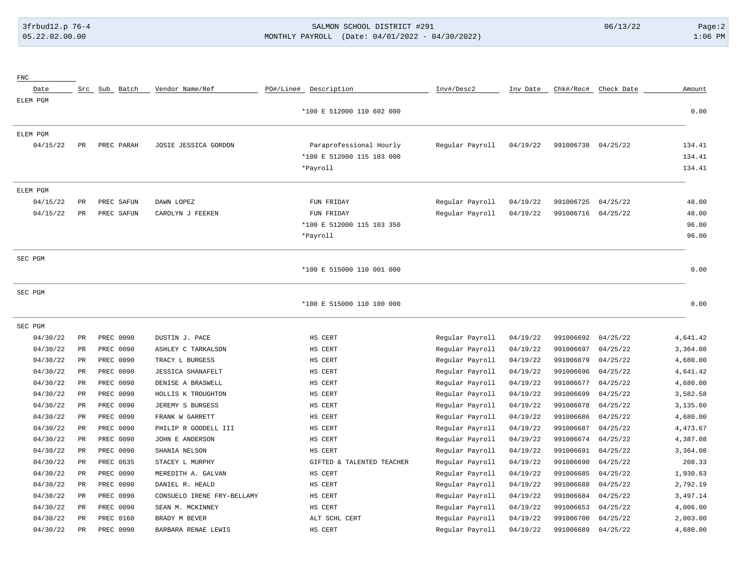| FNC | | | | | | | | | | | |
|---|---|---|---|---|---|---|---|---|---|---|---|
| Date | Src | Sub | Batch | Vendor Name/Ref | PO#/Line# | Description | Inv#/Desc2 | Inv Date | Chk#/Rec# | Check Date | Amount |
| ELEM PGM | | | | | | | | | | | |
| | | | | | | *100 E 512000 110 602 000 | | | | | 0.00 |
| ELEM PGM | | | | | | | | | | | |
| 04/15/22 | PR | PREC | PARAH | JOSIE JESSICA GORDON | | Paraprofessional Hourly | Regular Payroll | 04/19/22 | 991006738 | 04/25/22 | 134.41 |
| | | | | | | *100 E 512000 115 103 000 | | | | | 134.41 |
| | | | | | | *Payroll | | | | | 134.41 |
| ELEM PGM | | | | | | | | | | | |
| 04/15/22 | PR | PREC | SAFUN | DAWN LOPEZ | | FUN FRIDAY | Regular Payroll | 04/19/22 | 991006725 | 04/25/22 | 48.00 |
| 04/15/22 | PR | PREC | SAFUN | CAROLYN J FEEKEN | | FUN FRIDAY | Regular Payroll | 04/19/22 | 991006716 | 04/25/22 | 48.00 |
| | | | | | | *100 E 512000 115 103 350 | | | | | 96.00 |
| | | | | | | *Payroll | | | | | 96.00 |
| SEC PGM | | | | | | | | | | | |
| | | | | | | *100 E 515000 110 001 000 | | | | | 0.00 |
| SEC PGM | | | | | | | | | | | |
| | | | | | | *100 E 515000 110 100 000 | | | | | 0.00 |
| SEC PGM | | | | | | | | | | | |
| 04/30/22 | PR | PREC | 0090 | DUSTIN J. PACE | | HS CERT | Regular Payroll | 04/19/22 | 991006692 | 04/25/22 | 4,641.42 |
| 04/30/22 | PR | PREC | 0090 | ASHLEY C TARKALSON | | HS CERT | Regular Payroll | 04/19/22 | 991006697 | 04/25/22 | 3,364.08 |
| 04/30/22 | PR | PREC | 0090 | TRACY L BURGESS | | HS CERT | Regular Payroll | 04/19/22 | 991006679 | 04/25/22 | 4,680.00 |
| 04/30/22 | PR | PREC | 0090 | JESSICA SHANAFELT | | HS CERT | Regular Payroll | 04/19/22 | 991006696 | 04/25/22 | 4,641.42 |
| 04/30/22 | PR | PREC | 0090 | DENISE A BRASWELL | | HS CERT | Regular Payroll | 04/19/22 | 991006677 | 04/25/22 | 4,680.00 |
| 04/30/22 | PR | PREC | 0090 | HOLLIS K TROUGHTON | | HS CERT | Regular Payroll | 04/19/22 | 991006699 | 04/25/22 | 3,582.58 |
| 04/30/22 | PR | PREC | 0090 | JEREMY S BURGESS | | HS CERT | Regular Payroll | 04/19/22 | 991006678 | 04/25/22 | 3,135.60 |
| 04/30/22 | PR | PREC | 0090 | FRANK W GARRETT | | HS CERT | Regular Payroll | 04/19/22 | 991006686 | 04/25/22 | 4,680.00 |
| 04/30/22 | PR | PREC | 0090 | PHILIP R GOODELL III | | HS CERT | Regular Payroll | 04/19/22 | 991006687 | 04/25/22 | 4,473.67 |
| 04/30/22 | PR | PREC | 0090 | JOHN E ANDERSON | | HS CERT | Regular Payroll | 04/19/22 | 991006674 | 04/25/22 | 4,387.08 |
| 04/30/22 | PR | PREC | 0090 | SHANIA NELSON | | HS CERT | Regular Payroll | 04/19/22 | 991006691 | 04/25/22 | 3,364.08 |
| 04/30/22 | PR | PREC | 0635 | STACEY L MURPHY | | GIFTED & TALENTED TEACHER | Regular Payroll | 04/19/22 | 991006690 | 04/25/22 | 208.33 |
| 04/30/22 | PR | PREC | 0090 | MEREDITH A. GALVAN | | HS CERT | Regular Payroll | 04/19/22 | 991006685 | 04/25/22 | 1,930.63 |
| 04/30/22 | PR | PREC | 0090 | DANIEL R. HEALD | | HS CERT | Regular Payroll | 04/19/22 | 991006688 | 04/25/22 | 2,792.19 |
| 04/30/22 | PR | PREC | 0090 | CONSUELO IRENE FRY-BELLAMY | | HS CERT | Regular Payroll | 04/19/22 | 991006684 | 04/25/22 | 3,497.14 |
| 04/30/22 | PR | PREC | 0090 | SEAN M. MCKINNEY | | HS CERT | Regular Payroll | 04/19/22 | 991006653 | 04/25/22 | 4,006.00 |
| 04/30/22 | PR | PREC | 0160 | BRADY M BEVER | | ALT SCHL CERT | Regular Payroll | 04/19/22 | 991006700 | 04/25/22 | 2,003.00 |
| 04/30/22 | PR | PREC | 0090 | BARBARA RENAE LEWIS | | HS CERT | Regular Payroll | 04/19/22 | 991006689 | 04/25/22 | 4,680.00 |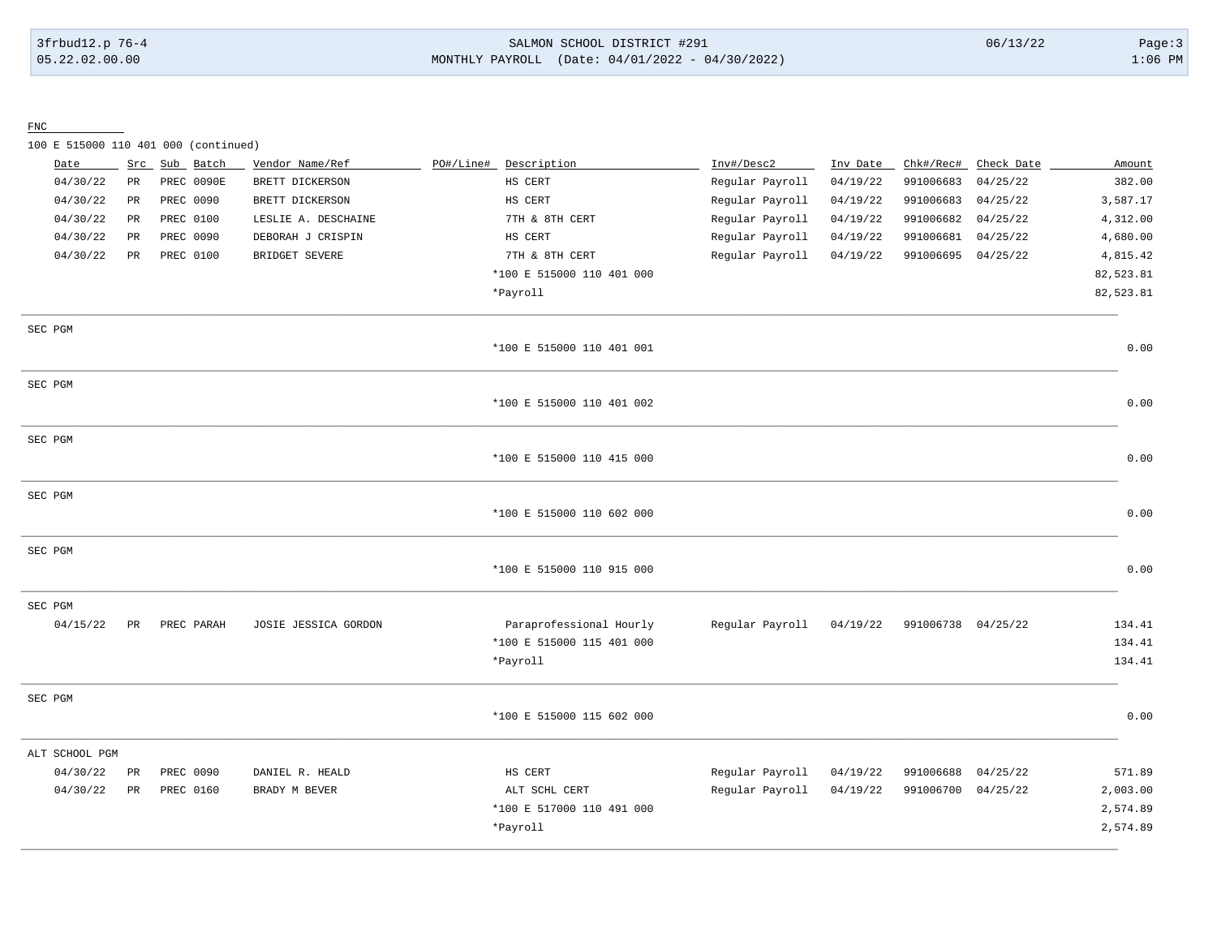FNC

100 E 515000 110 401 000 (continued)

| Date | Src | Sub | Batch | Vendor Name/Ref | PO#/Line# | Description | Inv#/Desc2 | Inv Date | Chk#/Rec# | Check Date | Amount |
|---|---|---|---|---|---|---|---|---|---|---|---|
| 04/30/22 | PR | PREC | 0090E | BRETT DICKERSON | | HS CERT | Regular Payroll | 04/19/22 | 991006683 | 04/25/22 | 382.00 |
| 04/30/22 | PR | PREC | 0090 | BRETT DICKERSON | | HS CERT | Regular Payroll | 04/19/22 | 991006683 | 04/25/22 | 3,587.17 |
| 04/30/22 | PR | PREC | 0100 | LESLIE A. DESCHAINE | | 7TH & 8TH CERT | Regular Payroll | 04/19/22 | 991006682 | 04/25/22 | 4,312.00 |
| 04/30/22 | PR | PREC | 0090 | DEBORAH J CRISPIN | | HS CERT | Regular Payroll | 04/19/22 | 991006681 | 04/25/22 | 4,680.00 |
| 04/30/22 | PR | PREC | 0100 | BRIDGET SEVERE | | 7TH & 8TH CERT | Regular Payroll | 04/19/22 | 991006695 | 04/25/22 | 4,815.42 |
| | | | | | | *100 E 515000 110 401 000 | | | | | 82,523.81 |
| | | | | | | *Payroll | | | | | 82,523.81 |

SEC PGM

| | |
|---|---|
| *100 E 515000 110 401 001 | 0.00 |

SEC PGM

| | |
|---|---|
| *100 E 515000 110 401 002 | 0.00 |

SEC PGM

| | |
|---|---|
| *100 E 515000 110 415 000 | 0.00 |

SEC PGM

| | |
|---|---|
| *100 E 515000 110 602 000 | 0.00 |

SEC PGM

| | |
|---|---|
| *100 E 515000 110 915 000 | 0.00 |

SEC PGM

| Date | Src | Sub | Batch | Vendor Name/Ref | PO#/Line# | Description | Inv#/Desc2 | Inv Date | Chk#/Rec# | Check Date | Amount |
|---|---|---|---|---|---|---|---|---|---|---|---|
| 04/15/22 | PR | PREC | PARAH | JOSIE JESSICA GORDON | | Paraprofessional Hourly | Regular Payroll | 04/19/22 | 991006738 | 04/25/22 | 134.41 |
| | | | | | | *100 E 515000 115 401 000 | | | | | 134.41 |
| | | | | | | *Payroll | | | | | 134.41 |

SEC PGM

| | |
|---|---|
| *100 E 515000 115 602 000 | 0.00 |

ALT SCHOOL PGM

| Date | Src | Sub | Batch | Vendor Name/Ref | PO#/Line# | Description | Inv#/Desc2 | Inv Date | Chk#/Rec# | Check Date | Amount |
|---|---|---|---|---|---|---|---|---|---|---|---|
| 04/30/22 | PR | PREC | 0090 | DANIEL R. HEALD | | HS CERT | Regular Payroll | 04/19/22 | 991006688 | 04/25/22 | 571.89 |
| 04/30/22 | PR | PREC | 0160 | BRADY M BEVER | | ALT SCHL CERT | Regular Payroll | 04/19/22 | 991006700 | 04/25/22 | 2,003.00 |
| | | | | | | *100 E 517000 110 491 000 | | | | | 2,574.89 |
| | | | | | | *Payroll | | | | | 2,574.89 |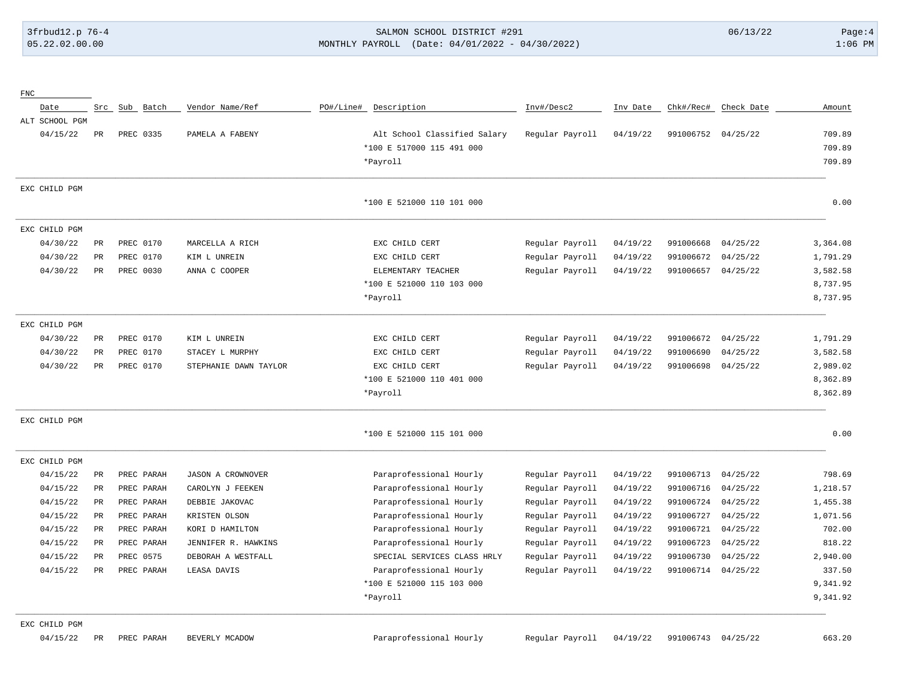| FNC | | | | | | | | | | | |
|---|---|---|---|---|---|---|---|---|---|---|---|
| Date | Src | Sub | Batch | Vendor Name/Ref | PO#/Line# | Description | Inv#/Desc2 | Inv Date | Chk#/Rec# | Check Date | Amount |
| ALT SCHOOL PGM | | | | | | | | | | | |
| 04/15/22 | PR | PREC | 0335 | PAMELA A FABENY | | Alt School Classified Salary | Regular Payroll | 04/19/22 | 991006752 | 04/25/22 | 709.89 |
| | | | | | | *100 E 517000 115 491 000 | | | | | 709.89 |
| | | | | | | *Payroll | | | | | 709.89 |
| EXC CHILD PGM | | | | | | | | | | | |
| | | | | | | *100 E 521000 110 101 000 | | | | | 0.00 |
| EXC CHILD PGM | | | | | | | | | | | |
| 04/30/22 | PR | PREC | 0170 | MARCELLA A RICH | | EXC CHILD CERT | Regular Payroll | 04/19/22 | 991006668 | 04/25/22 | 3,364.08 |
| 04/30/22 | PR | PREC | 0170 | KIM L UNREIN | | EXC CHILD CERT | Regular Payroll | 04/19/22 | 991006672 | 04/25/22 | 1,791.29 |
| 04/30/22 | PR | PREC | 0030 | ANNA C COOPER | | ELEMENTARY TEACHER | Regular Payroll | 04/19/22 | 991006657 | 04/25/22 | 3,582.58 |
| | | | | | | *100 E 521000 110 103 000 | | | | | 8,737.95 |
| | | | | | | *Payroll | | | | | 8,737.95 |
| EXC CHILD PGM | | | | | | | | | | | |
| 04/30/22 | PR | PREC | 0170 | KIM L UNREIN | | EXC CHILD CERT | Regular Payroll | 04/19/22 | 991006672 | 04/25/22 | 1,791.29 |
| 04/30/22 | PR | PREC | 0170 | STACEY L MURPHY | | EXC CHILD CERT | Regular Payroll | 04/19/22 | 991006690 | 04/25/22 | 3,582.58 |
| 04/30/22 | PR | PREC | 0170 | STEPHANIE DAWN TAYLOR | | EXC CHILD CERT | Regular Payroll | 04/19/22 | 991006698 | 04/25/22 | 2,989.02 |
| | | | | | | *100 E 521000 110 401 000 | | | | | 8,362.89 |
| | | | | | | *Payroll | | | | | 8,362.89 |
| EXC CHILD PGM | | | | | | | | | | | |
| | | | | | | *100 E 521000 115 101 000 | | | | | 0.00 |
| EXC CHILD PGM | | | | | | | | | | | |
| 04/15/22 | PR | PREC | PARAH | JASON A CROWNOVER | | Paraprofessional Hourly | Regular Payroll | 04/19/22 | 991006713 | 04/25/22 | 798.69 |
| 04/15/22 | PR | PREC | PARAH | CAROLYN J FEEKEN | | Paraprofessional Hourly | Regular Payroll | 04/19/22 | 991006716 | 04/25/22 | 1,218.57 |
| 04/15/22 | PR | PREC | PARAH | DEBBIE JAKOVAC | | Paraprofessional Hourly | Regular Payroll | 04/19/22 | 991006724 | 04/25/22 | 1,455.38 |
| 04/15/22 | PR | PREC | PARAH | KRISTEN OLSON | | Paraprofessional Hourly | Regular Payroll | 04/19/22 | 991006727 | 04/25/22 | 1,071.56 |
| 04/15/22 | PR | PREC | PARAH | KORI D HAMILTON | | Paraprofessional Hourly | Regular Payroll | 04/19/22 | 991006721 | 04/25/22 | 702.00 |
| 04/15/22 | PR | PREC | PARAH | JENNIFER R. HAWKINS | | Paraprofessional Hourly | Regular Payroll | 04/19/22 | 991006723 | 04/25/22 | 818.22 |
| 04/15/22 | PR | PREC | 0575 | DEBORAH A WESTFALL | | SPECIAL SERVICES CLASS HRLY | Regular Payroll | 04/19/22 | 991006730 | 04/25/22 | 2,940.00 |
| 04/15/22 | PR | PREC | PARAH | LEASA DAVIS | | Paraprofessional Hourly | Regular Payroll | 04/19/22 | 991006714 | 04/25/22 | 337.50 |
| | | | | | | *100 E 521000 115 103 000 | | | | | 9,341.92 |
| | | | | | | *Payroll | | | | | 9,341.92 |
| EXC CHILD PGM | | | | | | | | | | | |
| 04/15/22 | PR | PREC | PARAH | BEVERLY MCADOW | | Paraprofessional Hourly | Regular Payroll | 04/19/22 | 991006743 | 04/25/22 | 663.20 |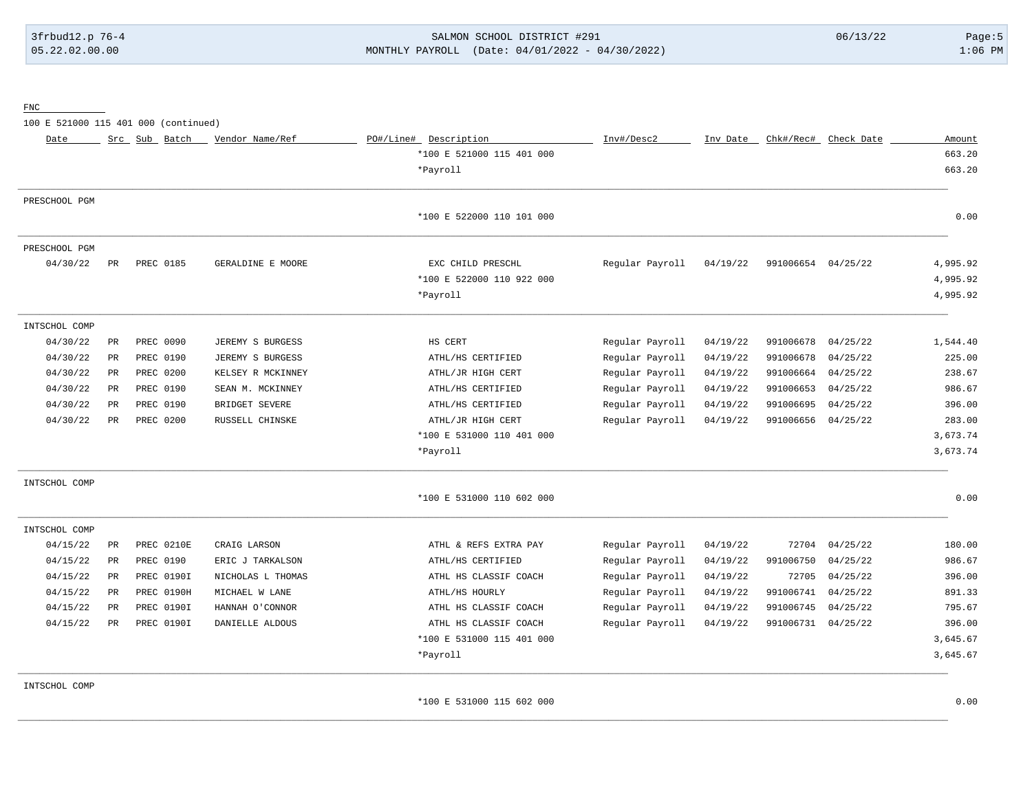FNC

100 E 521000 115 401 000 (continued)

| Date | Src | Sub | Batch | Vendor Name/Ref | PO#/Line# | Description | Inv#/Desc2 | Inv Date | Chk#/Rec# | Check Date | Amount |
|---|---|---|---|---|---|---|---|---|---|---|---|
| | | | | | | *100 E 521000 115 401 000 | | | | | 663.20 |
| | | | | | | *Payroll | | | | | 663.20 |

PRESCHOOL PGM

| Date | Src | Sub | Batch | Vendor Name/Ref | PO#/Line# | Description | Inv#/Desc2 | Inv Date | Chk#/Rec# | Check Date | Amount |
|---|---|---|---|---|---|---|---|---|---|---|---|
| | | | | | | *100 E 522000 110 101 000 | | | | | 0.00 |

PRESCHOOL PGM

| Date | Src | Sub | Batch | Vendor Name/Ref | PO#/Line# | Description | Inv#/Desc2 | Inv Date | Chk#/Rec# | Check Date | Amount |
|---|---|---|---|---|---|---|---|---|---|---|---|
| 04/30/22 | PR | PREC | 0185 | GERALDINE E MOORE | | EXC CHILD PRESCHL | Regular Payroll | 04/19/22 | 991006654 | 04/25/22 | 4,995.92 |
| | | | | | | *100 E 522000 110 922 000 | | | | | 4,995.92 |
| | | | | | | *Payroll | | | | | 4,995.92 |

INTSCHOL COMP

| Date | Src | Sub | Batch | Vendor Name/Ref | PO#/Line# | Description | Inv#/Desc2 | Inv Date | Chk#/Rec# | Check Date | Amount |
|---|---|---|---|---|---|---|---|---|---|---|---|
| 04/30/22 | PR | PREC | 0090 | JEREMY S BURGESS | | HS CERT | Regular Payroll | 04/19/22 | 991006678 | 04/25/22 | 1,544.40 |
| 04/30/22 | PR | PREC | 0190 | JEREMY S BURGESS | | ATHL/HS CERTIFIED | Regular Payroll | 04/19/22 | 991006678 | 04/25/22 | 225.00 |
| 04/30/22 | PR | PREC | 0200 | KELSEY R MCKINNEY | | ATHL/JR HIGH CERT | Regular Payroll | 04/19/22 | 991006664 | 04/25/22 | 238.67 |
| 04/30/22 | PR | PREC | 0190 | SEAN M. MCKINNEY | | ATHL/HS CERTIFIED | Regular Payroll | 04/19/22 | 991006653 | 04/25/22 | 986.67 |
| 04/30/22 | PR | PREC | 0190 | BRIDGET SEVERE | | ATHL/HS CERTIFIED | Regular Payroll | 04/19/22 | 991006695 | 04/25/22 | 396.00 |
| 04/30/22 | PR | PREC | 0200 | RUSSELL CHINSKE | | ATHL/JR HIGH CERT | Regular Payroll | 04/19/22 | 991006656 | 04/25/22 | 283.00 |
| | | | | | | *100 E 531000 110 401 000 | | | | | 3,673.74 |
| | | | | | | *Payroll | | | | | 3,673.74 |

INTSCHOL COMP

| Date | Src | Sub | Batch | Vendor Name/Ref | PO#/Line# | Description | Inv#/Desc2 | Inv Date | Chk#/Rec# | Check Date | Amount |
|---|---|---|---|---|---|---|---|---|---|---|---|
| | | | | | | *100 E 531000 110 602 000 | | | | | 0.00 |

INTSCHOL COMP

| Date | Src | Sub | Batch | Vendor Name/Ref | PO#/Line# | Description | Inv#/Desc2 | Inv Date | Chk#/Rec# | Check Date | Amount |
|---|---|---|---|---|---|---|---|---|---|---|---|
| 04/15/22 | PR | PREC | 0210E | CRAIG LARSON | | ATHL & REFS EXTRA PAY | Regular Payroll | 04/19/22 | 72704 | 04/25/22 | 180.00 |
| 04/15/22 | PR | PREC | 0190 | ERIC J TARKALSON | | ATHL/HS CERTIFIED | Regular Payroll | 04/19/22 | 991006750 | 04/25/22 | 986.67 |
| 04/15/22 | PR | PREC | 0190I | NICHOLAS L THOMAS | | ATHL HS CLASSIF COACH | Regular Payroll | 04/19/22 | 72705 | 04/25/22 | 396.00 |
| 04/15/22 | PR | PREC | 0190H | MICHAEL W LANE | | ATHL/HS HOURLY | Regular Payroll | 04/19/22 | 991006741 | 04/25/22 | 891.33 |
| 04/15/22 | PR | PREC | 0190I | HANNAH O'CONNOR | | ATHL HS CLASSIF COACH | Regular Payroll | 04/19/22 | 991006745 | 04/25/22 | 795.67 |
| 04/15/22 | PR | PREC | 0190I | DANIELLE ALDOUS | | ATHL HS CLASSIF COACH | Regular Payroll | 04/19/22 | 991006731 | 04/25/22 | 396.00 |
| | | | | | | *100 E 531000 115 401 000 | | | | | 3,645.67 |
| | | | | | | *Payroll | | | | | 3,645.67 |

INTSCHOL COMP

| Date | Src | Sub | Batch | Vendor Name/Ref | PO#/Line# | Description | Inv#/Desc2 | Inv Date | Chk#/Rec# | Check Date | Amount |
|---|---|---|---|---|---|---|---|---|---|---|---|
| | | | | | | *100 E 531000 115 602 000 | | | | | 0.00 |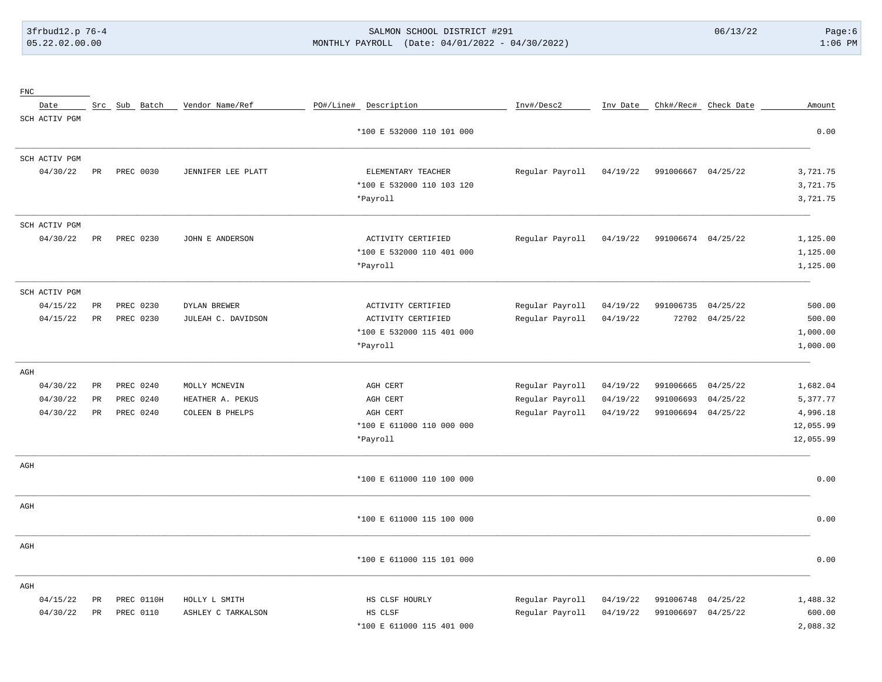| FNC | | | | | | | | | | | |
|---|---|---|---|---|---|---|---|---|---|---|---|
| Date | Src | Sub | Batch | Vendor Name/Ref | PO#/Line# | Description | Inv#/Desc2 | Inv Date | Chk#/Rec# | Check Date | Amount |
| SCH ACTIV PGM | | | | | | | | | | | |
| | | | | | | *100 E 532000 110 101 000 | | | | | 0.00 |
| SCH ACTIV PGM | | | | | | | | | | | |
| 04/30/22 | PR | PREC | 0030 | JENNIFER LEE PLATT | | ELEMENTARY TEACHER | Regular Payroll | 04/19/22 | 991006667 | 04/25/22 | 3,721.75 |
| | | | | | | *100 E 532000 110 103 120 | | | | | 3,721.75 |
| | | | | | | *Payroll | | | | | 3,721.75 |
| SCH ACTIV PGM | | | | | | | | | | | |
| 04/30/22 | PR | PREC | 0230 | JOHN E ANDERSON | | ACTIVITY CERTIFIED | Regular Payroll | 04/19/22 | 991006674 | 04/25/22 | 1,125.00 |
| | | | | | | *100 E 532000 110 401 000 | | | | | 1,125.00 |
| | | | | | | *Payroll | | | | | 1,125.00 |
| SCH ACTIV PGM | | | | | | | | | | | |
| 04/15/22 | PR | PREC | 0230 | DYLAN BREWER | | ACTIVITY CERTIFIED | Regular Payroll | 04/19/22 | 991006735 | 04/25/22 | 500.00 |
| 04/15/22 | PR | PREC | 0230 | JULEAH C. DAVIDSON | | ACTIVITY CERTIFIED | Regular Payroll | 04/19/22 | 72702 | 04/25/22 | 500.00 |
| | | | | | | *100 E 532000 115 401 000 | | | | | 1,000.00 |
| | | | | | | *Payroll | | | | | 1,000.00 |
| AGH | | | | | | | | | | | |
| 04/30/22 | PR | PREC | 0240 | MOLLY MCNEVIN | | AGH CERT | Regular Payroll | 04/19/22 | 991006665 | 04/25/22 | 1,682.04 |
| 04/30/22 | PR | PREC | 0240 | HEATHER A. PEKUS | | AGH CERT | Regular Payroll | 04/19/22 | 991006693 | 04/25/22 | 5,377.77 |
| 04/30/22 | PR | PREC | 0240 | COLEEN B PHELPS | | AGH CERT | Regular Payroll | 04/19/22 | 991006694 | 04/25/22 | 4,996.18 |
| | | | | | | *100 E 611000 110 000 000 | | | | | 12,055.99 |
| | | | | | | *Payroll | | | | | 12,055.99 |
| AGH | | | | | | | | | | | |
| | | | | | | *100 E 611000 110 100 000 | | | | | 0.00 |
| AGH | | | | | | | | | | | |
| | | | | | | *100 E 611000 115 100 000 | | | | | 0.00 |
| AGH | | | | | | | | | | | |
| | | | | | | *100 E 611000 115 101 000 | | | | | 0.00 |
| AGH | | | | | | | | | | | |
| 04/15/22 | PR | PREC | 0110H | HOLLY L SMITH | | HS CLSF HOURLY | Regular Payroll | 04/19/22 | 991006748 | 04/25/22 | 1,488.32 |
| 04/30/22 | PR | PREC | 0110 | ASHLEY C TARKALSON | | HS CLSF | Regular Payroll | 04/19/22 | 991006697 | 04/25/22 | 600.00 |
| | | | | | | *100 E 611000 115 401 000 | | | | | 2,088.32 |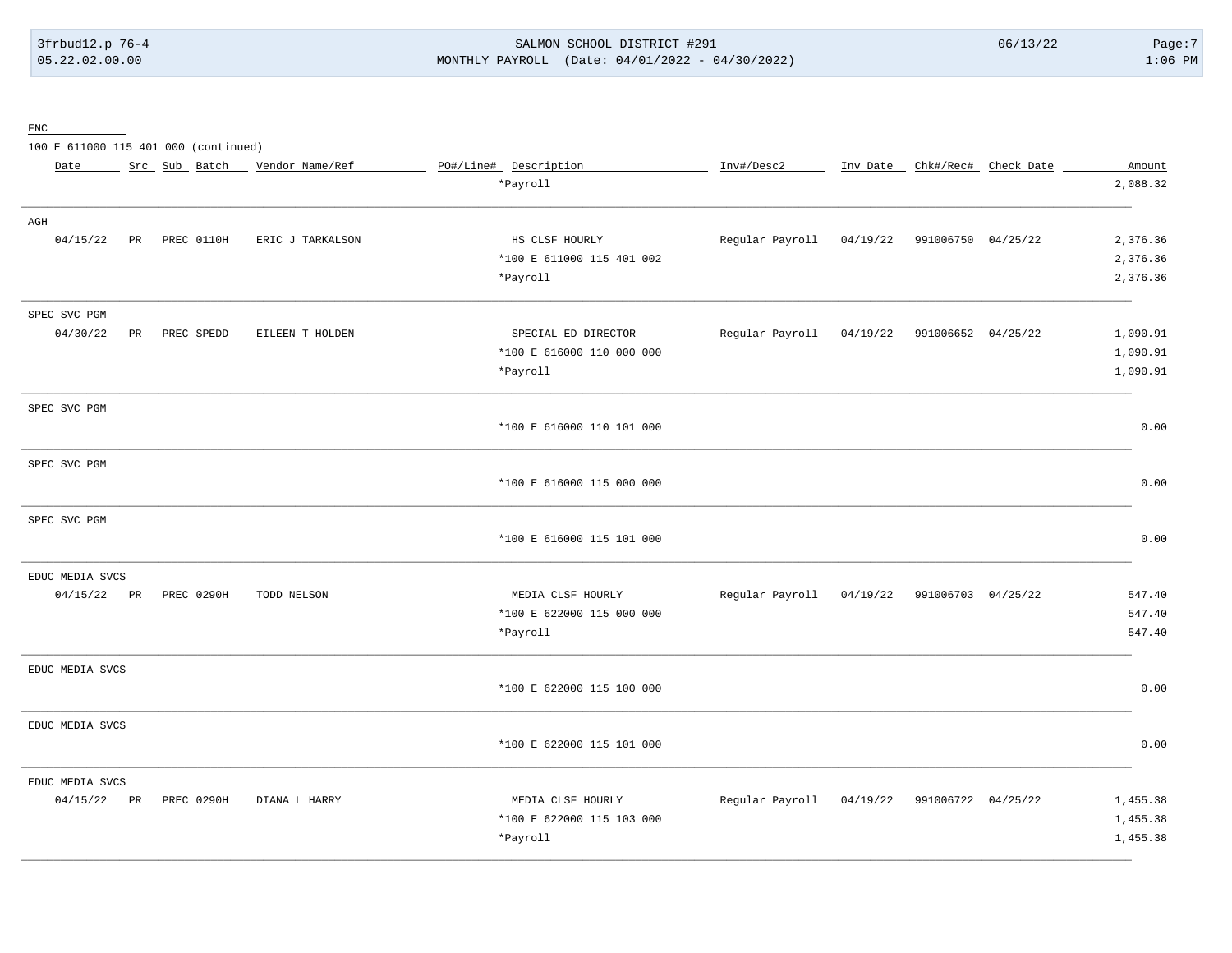FNC

100 E 611000 115 401 000 (continued)

| Date | Src | Sub | Batch | Vendor Name/Ref | PO#/Line# | Description | Inv#/Desc2 | Inv Date | Chk#/Rec# | Check Date | Amount |
|---|---|---|---|---|---|---|---|---|---|---|---|
| | | | | | | *Payroll | | | | | 2,088.32 |
| AGH | | | | | | | | | | | |
| 04/15/22 | PR | PREC | 0110H | ERIC J TARKALSON | | HS CLSF HOURLY | Regular Payroll | 04/19/22 | 991006750 | 04/25/22 | 2,376.36 |
| | | | | | | *100 E 611000 115 401 002 | | | | | 2,376.36 |
| | | | | | | *Payroll | | | | | 2,376.36 |
| SPEC SVC PGM | | | | | | | | | | | |
| 04/30/22 | PR | PREC | SPEDD | EILEEN T HOLDEN | | SPECIAL ED DIRECTOR | Regular Payroll | 04/19/22 | 991006652 | 04/25/22 | 1,090.91 |
| | | | | | | *100 E 616000 110 000 000 | | | | | 1,090.91 |
| | | | | | | *Payroll | | | | | 1,090.91 |
| SPEC SVC PGM | | | | | | | | | | | |
| | | | | | | *100 E 616000 110 101 000 | | | | | 0.00 |
| SPEC SVC PGM | | | | | | | | | | | |
| | | | | | | *100 E 616000 115 000 000 | | | | | 0.00 |
| SPEC SVC PGM | | | | | | | | | | | |
| | | | | | | *100 E 616000 115 101 000 | | | | | 0.00 |
| EDUC MEDIA SVCS | | | | | | | | | | | |
| 04/15/22 | PR | PREC | 0290H | TODD NELSON | | MEDIA CLSF HOURLY | Regular Payroll | 04/19/22 | 991006703 | 04/25/22 | 547.40 |
| | | | | | | *100 E 622000 115 000 000 | | | | | 547.40 |
| | | | | | | *Payroll | | | | | 547.40 |
| EDUC MEDIA SVCS | | | | | | | | | | | |
| | | | | | | *100 E 622000 115 100 000 | | | | | 0.00 |
| EDUC MEDIA SVCS | | | | | | | | | | | |
| | | | | | | *100 E 622000 115 101 000 | | | | | 0.00 |
| EDUC MEDIA SVCS | | | | | | | | | | | |
| 04/15/22 | PR | PREC | 0290H | DIANA L HARRY | | MEDIA CLSF HOURLY | Regular Payroll | 04/19/22 | 991006722 | 04/25/22 | 1,455.38 |
| | | | | | | *100 E 622000 115 103 000 | | | | | 1,455.38 |
| | | | | | | *Payroll | | | | | 1,455.38 |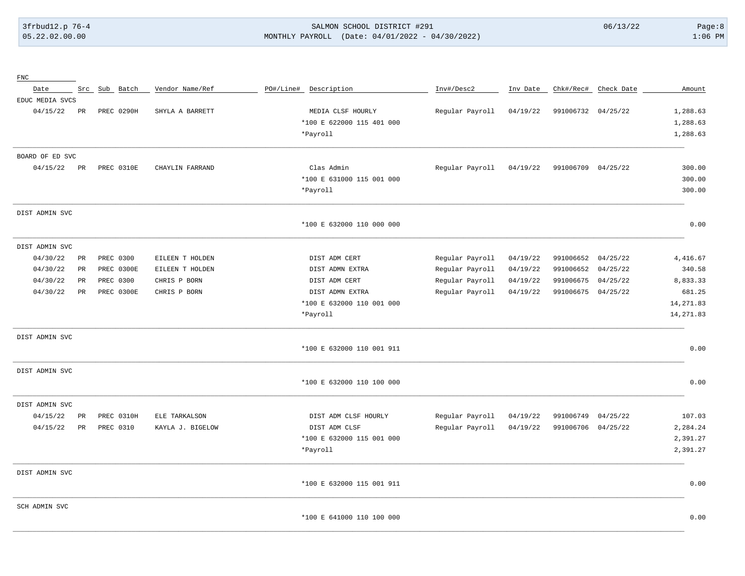| FNC Date | Src | Sub | Batch | Vendor Name/Ref | PO#/Line# | Description | Inv#/Desc2 | Inv Date | Chk#/Rec# | Check Date | Amount |
|---|---|---|---|---|---|---|---|---|---|---|---|
| EDUC MEDIA SVCS | | | | | | | | | | | |
| 04/15/22 | PR | PREC | 0290H | SHYLA A BARRETT | | MEDIA CLSF HOURLY | Regular Payroll | 04/19/22 | 991006732 | 04/25/22 | 1,288.63 |
| | | | | | | *100 E 622000 115 401 000 | | | | | 1,288.63 |
| | | | | | | *Payroll | | | | | 1,288.63 |
| BOARD OF ED SVC | | | | | | | | | | | |
| 04/15/22 | PR | PREC | 0310E | CHAYLIN FARRAND | | Clas Admin | Regular Payroll | 04/19/22 | 991006709 | 04/25/22 | 300.00 |
| | | | | | | *100 E 631000 115 001 000 | | | | | 300.00 |
| | | | | | | *Payroll | | | | | 300.00 |
| DIST ADMIN SVC | | | | | | | | | | | |
| | | | | | | *100 E 632000 110 000 000 | | | | | 0.00 |
| DIST ADMIN SVC | | | | | | | | | | | |
| 04/30/22 | PR | PREC | 0300 | EILEEN T HOLDEN | | DIST ADM CERT | Regular Payroll | 04/19/22 | 991006652 | 04/25/22 | 4,416.67 |
| 04/30/22 | PR | PREC | 0300E | EILEEN T HOLDEN | | DIST ADMN EXTRA | Regular Payroll | 04/19/22 | 991006652 | 04/25/22 | 340.58 |
| 04/30/22 | PR | PREC | 0300 | CHRIS P BORN | | DIST ADM CERT | Regular Payroll | 04/19/22 | 991006675 | 04/25/22 | 8,833.33 |
| 04/30/22 | PR | PREC | 0300E | CHRIS P BORN | | DIST ADMN EXTRA | Regular Payroll | 04/19/22 | 991006675 | 04/25/22 | 681.25 |
| | | | | | | *100 E 632000 110 001 000 | | | | | 14,271.83 |
| | | | | | | *Payroll | | | | | 14,271.83 |
| DIST ADMIN SVC | | | | | | | | | | | |
| | | | | | | *100 E 632000 110 001 911 | | | | | 0.00 |
| DIST ADMIN SVC | | | | | | | | | | | |
| | | | | | | *100 E 632000 110 100 000 | | | | | 0.00 |
| DIST ADMIN SVC | | | | | | | | | | | |
| 04/15/22 | PR | PREC | 0310H | ELE TARKALSON | | DIST ADM CLSF HOURLY | Regular Payroll | 04/19/22 | 991006749 | 04/25/22 | 107.03 |
| 04/15/22 | PR | PREC | 0310 | KAYLA J. BIGELOW | | DIST ADM CLSF | Regular Payroll | 04/19/22 | 991006706 | 04/25/22 | 2,284.24 |
| | | | | | | *100 E 632000 115 001 000 | | | | | 2,391.27 |
| | | | | | | *Payroll | | | | | 2,391.27 |
| DIST ADMIN SVC | | | | | | | | | | | |
| | | | | | | *100 E 632000 115 001 911 | | | | | 0.00 |
| SCH ADMIN SVC | | | | | | | | | | | |
| | | | | | | *100 E 641000 110 100 000 | | | | | 0.00 |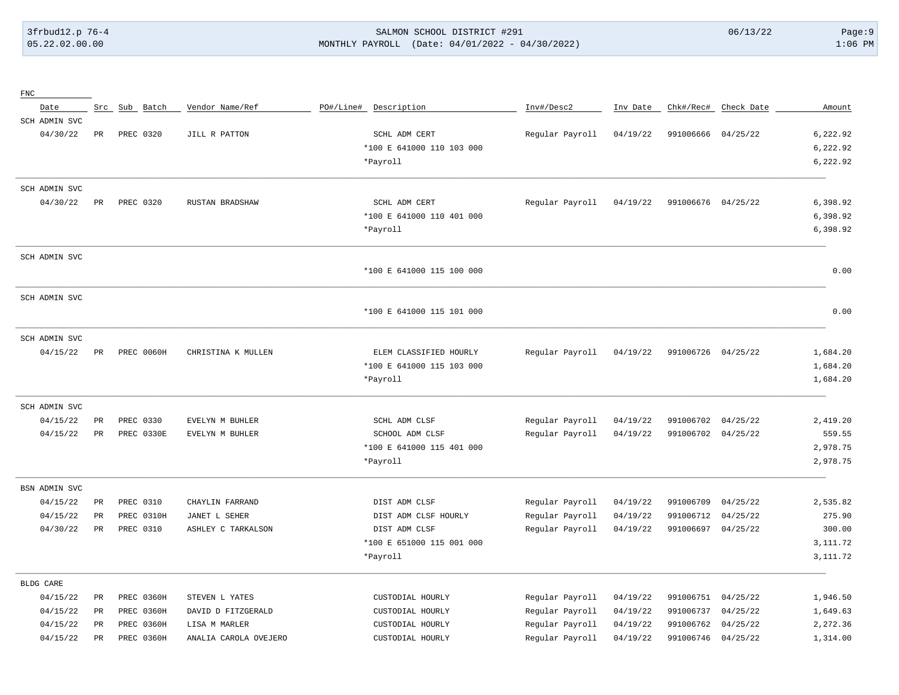| FNC | | | | | | | | | | | | |
|---|---|---|---|---|---|---|---|---|---|---|---|---|
| | Date | Src | Sub Batch | Vendor Name/Ref | PO#/Line# | Description | Inv#/Desc2 | Inv Date | Chk#/Rec# | Check Date | Amount |
| SCH ADMIN SVC | | | | | | | | | | | |
| | 04/30/22 | PR | PREC 0320 | JILL R PATTON | | SCHL ADM CERT | Regular Payroll | 04/19/22 | 991006666 | 04/25/22 | 6,222.92 |
| | | | | | | *100 E 641000 110 103 000 | | | | | 6,222.92 |
| | | | | | | *Payroll | | | | | 6,222.92 |
| SCH ADMIN SVC | | | | | | | | | | | |
| | 04/30/22 | PR | PREC 0320 | RUSTAN BRADSHAW | | SCHL ADM CERT | Regular Payroll | 04/19/22 | 991006676 | 04/25/22 | 6,398.92 |
| | | | | | | *100 E 641000 110 401 000 | | | | | 6,398.92 |
| | | | | | | *Payroll | | | | | 6,398.92 |
| SCH ADMIN SVC | | | | | | | | | | | |
| | | | | | | *100 E 641000 115 100 000 | | | | | 0.00 |
| SCH ADMIN SVC | | | | | | | | | | | |
| | | | | | | *100 E 641000 115 101 000 | | | | | 0.00 |
| SCH ADMIN SVC | | | | | | | | | | | |
| | 04/15/22 | PR | PREC 0060H | CHRISTINA K MULLEN | | ELEM CLASSIFIED HOURLY | Regular Payroll | 04/19/22 | 991006726 | 04/25/22 | 1,684.20 |
| | | | | | | *100 E 641000 115 103 000 | | | | | 1,684.20 |
| | | | | | | *Payroll | | | | | 1,684.20 |
| SCH ADMIN SVC | | | | | | | | | | | |
| | 04/15/22 | PR | PREC 0330 | EVELYN M BUHLER | | SCHL ADM CLSF | Regular Payroll | 04/19/22 | 991006702 | 04/25/22 | 2,419.20 |
| | 04/15/22 | PR | PREC 0330E | EVELYN M BUHLER | | SCHOOL ADM CLSF | Regular Payroll | 04/19/22 | 991006702 | 04/25/22 | 559.55 |
| | | | | | | *100 E 641000 115 401 000 | | | | | 2,978.75 |
| | | | | | | *Payroll | | | | | 2,978.75 |
| BSN ADMIN SVC | | | | | | | | | | | |
| | 04/15/22 | PR | PREC 0310 | CHAYLIN FARRAND | | DIST ADM CLSF | Regular Payroll | 04/19/22 | 991006709 | 04/25/22 | 2,535.82 |
| | 04/15/22 | PR | PREC 0310H | JANET L SEHER | | DIST ADM CLSF HOURLY | Regular Payroll | 04/19/22 | 991006712 | 04/25/22 | 275.90 |
| | 04/30/22 | PR | PREC 0310 | ASHLEY C TARKALSON | | DIST ADM CLSF | Regular Payroll | 04/19/22 | 991006697 | 04/25/22 | 300.00 |
| | | | | | | *100 E 651000 115 001 000 | | | | | 3,111.72 |
| | | | | | | *Payroll | | | | | 3,111.72 |
| BLDG CARE | | | | | | | | | | | |
| | 04/15/22 | PR | PREC 0360H | STEVEN L YATES | | CUSTODIAL HOURLY | Regular Payroll | 04/19/22 | 991006751 | 04/25/22 | 1,946.50 |
| | 04/15/22 | PR | PREC 0360H | DAVID D FITZGERALD | | CUSTODIAL HOURLY | Regular Payroll | 04/19/22 | 991006737 | 04/25/22 | 1,649.63 |
| | 04/15/22 | PR | PREC 0360H | LISA M MARLER | | CUSTODIAL HOURLY | Regular Payroll | 04/19/22 | 991006762 | 04/25/22 | 2,272.36 |
| | 04/15/22 | PR | PREC 0360H | ANALIA CAROLA OVEJERO | | CUSTODIAL HOURLY | Regular Payroll | 04/19/22 | 991006746 | 04/25/22 | 1,314.00 |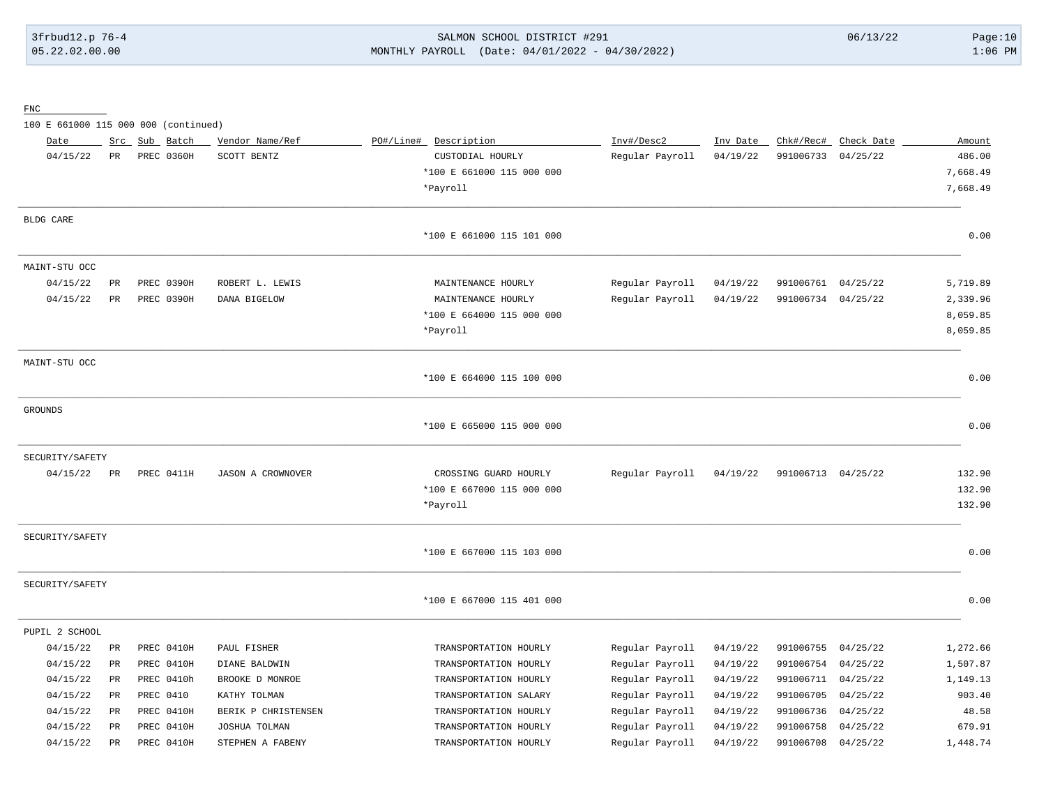FNC

100 E 661000 115 000 000 (continued)

| Date | Src | Sub | Batch | Vendor Name/Ref | PO#/Line# | Description | Inv#/Desc2 | Inv Date | Chk#/Rec# | Check Date | Amount |
|---|---|---|---|---|---|---|---|---|---|---|---|
| 04/15/22 | PR | | PREC 0360H | SCOTT BENTZ | | CUSTODIAL HOURLY | Regular Payroll | 04/19/22 | 991006733 | 04/25/22 | 486.00 |
| | | | | | | *100 E 661000 115 000 000 | | | | | 7,668.49 |
| | | | | | | *Payroll | | | | | 7,668.49 |
| BLDG CARE | | | | | | | | | | | |
| | | | | | | *100 E 661000 115 101 000 | | | | | 0.00 |
| MAINT-STU OCC | | | | | | | | | | | |
| 04/15/22 | PR | | PREC 0390H | ROBERT L. LEWIS | | MAINTENANCE HOURLY | Regular Payroll | 04/19/22 | 991006761 | 04/25/22 | 5,719.89 |
| 04/15/22 | PR | | PREC 0390H | DANA BIGELOW | | MAINTENANCE HOURLY | Regular Payroll | 04/19/22 | 991006734 | 04/25/22 | 2,339.96 |
| | | | | | | *100 E 664000 115 000 000 | | | | | 8,059.85 |
| | | | | | | *Payroll | | | | | 8,059.85 |
| MAINT-STU OCC | | | | | | | | | | | |
| | | | | | | *100 E 664000 115 100 000 | | | | | 0.00 |
| GROUNDS | | | | | | | | | | | |
| | | | | | | *100 E 665000 115 000 000 | | | | | 0.00 |
| SECURITY/SAFETY | | | | | | | | | | | |
| 04/15/22 | PR | | PREC 0411H | JASON A CROWNOVER | | CROSSING GUARD HOURLY | Regular Payroll | 04/19/22 | 991006713 | 04/25/22 | 132.90 |
| | | | | | | *100 E 667000 115 000 000 | | | | | 132.90 |
| | | | | | | *Payroll | | | | | 132.90 |
| SECURITY/SAFETY | | | | | | | | | | | |
| | | | | | | *100 E 667000 115 103 000 | | | | | 0.00 |
| SECURITY/SAFETY | | | | | | | | | | | |
| | | | | | | *100 E 667000 115 401 000 | | | | | 0.00 |
| PUPIL 2 SCHOOL | | | | | | | | | | | |
| 04/15/22 | PR | | PREC 0410H | PAUL FISHER | | TRANSPORTATION HOURLY | Regular Payroll | 04/19/22 | 991006755 | 04/25/22 | 1,272.66 |
| 04/15/22 | PR | | PREC 0410H | DIANE BALDWIN | | TRANSPORTATION HOURLY | Regular Payroll | 04/19/22 | 991006754 | 04/25/22 | 1,507.87 |
| 04/15/22 | PR | | PREC 0410h | BROOKE D MONROE | | TRANSPORTATION HOURLY | Regular Payroll | 04/19/22 | 991006711 | 04/25/22 | 1,149.13 |
| 04/15/22 | PR | | PREC 0410 | KATHY TOLMAN | | TRANSPORTATION SALARY | Regular Payroll | 04/19/22 | 991006705 | 04/25/22 | 903.40 |
| 04/15/22 | PR | | PREC 0410H | BERIK P CHRISTENSEN | | TRANSPORTATION HOURLY | Regular Payroll | 04/19/22 | 991006736 | 04/25/22 | 48.58 |
| 04/15/22 | PR | | PREC 0410H | JOSHUA TOLMAN | | TRANSPORTATION HOURLY | Regular Payroll | 04/19/22 | 991006758 | 04/25/22 | 679.91 |
| 04/15/22 | PR | | PREC 0410H | STEPHEN A FABENY | | TRANSPORTATION HOURLY | Regular Payroll | 04/19/22 | 991006708 | 04/25/22 | 1,448.74 |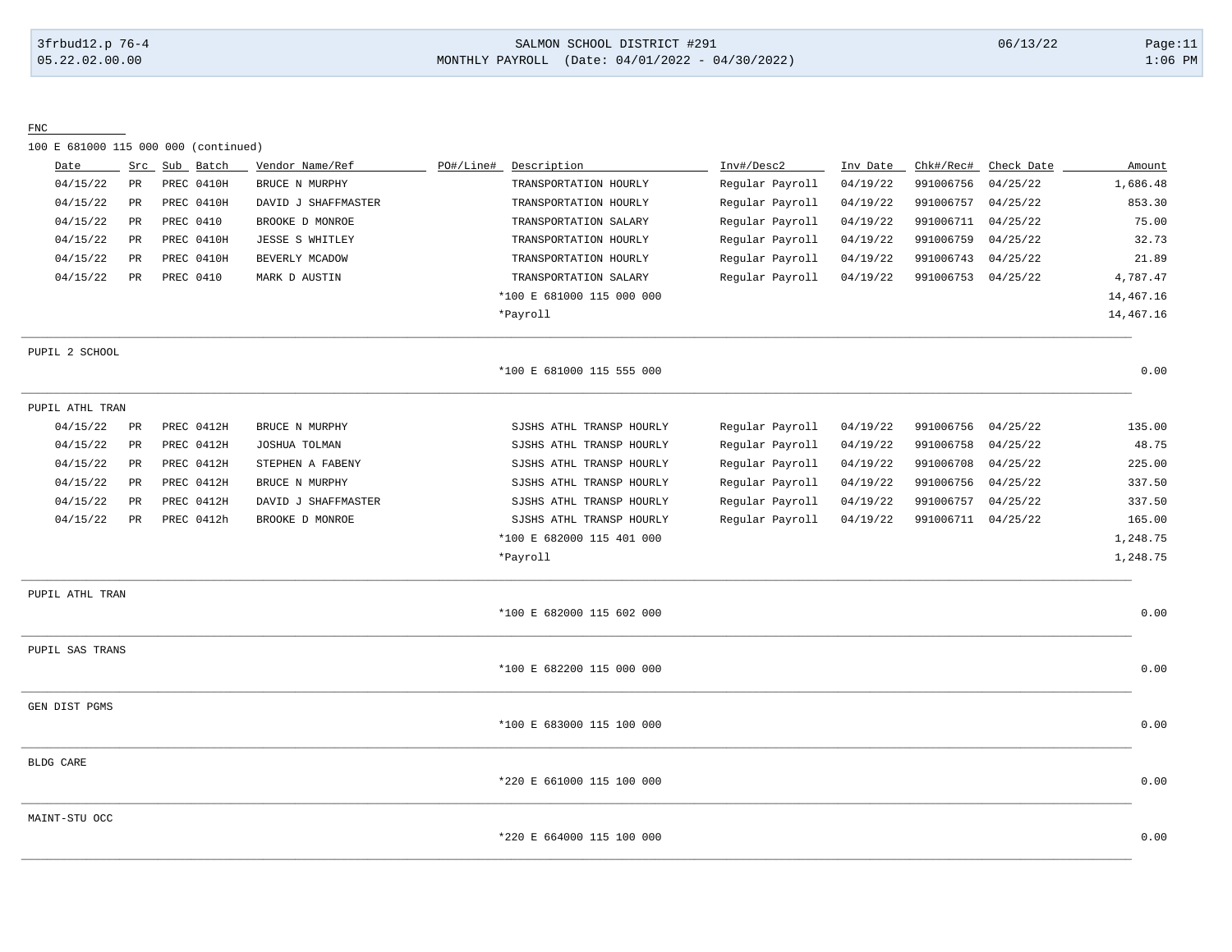FNC

100 E 681000 115 000 000 (continued)

| Date | Src | Sub | Batch | Vendor Name/Ref | PO#/Line# | Description | Inv#/Desc2 | Inv Date | Chk#/Rec# | Check Date | Amount |
|---|---|---|---|---|---|---|---|---|---|---|---|
| 04/15/22 | PR | PREC | 0410H | BRUCE N MURPHY | | TRANSPORTATION HOURLY | Regular Payroll | 04/19/22 | 991006756 | 04/25/22 | 1,686.48 |
| 04/15/22 | PR | PREC | 0410H | DAVID J SHAFFMASTER | | TRANSPORTATION HOURLY | Regular Payroll | 04/19/22 | 991006757 | 04/25/22 | 853.30 |
| 04/15/22 | PR | PREC | 0410 | BROOKE D MONROE | | TRANSPORTATION SALARY | Regular Payroll | 04/19/22 | 991006711 | 04/25/22 | 75.00 |
| 04/15/22 | PR | PREC | 0410H | JESSE S WHITLEY | | TRANSPORTATION HOURLY | Regular Payroll | 04/19/22 | 991006759 | 04/25/22 | 32.73 |
| 04/15/22 | PR | PREC | 0410H | BEVERLY MCADOW | | TRANSPORTATION HOURLY | Regular Payroll | 04/19/22 | 991006743 | 04/25/22 | 21.89 |
| 04/15/22 | PR | PREC | 0410 | MARK D AUSTIN | | TRANSPORTATION SALARY | Regular Payroll | 04/19/22 | 991006753 | 04/25/22 | 4,787.47 |
| | | | | | | *100 E 681000 115 000 000 | | | | | 14,467.16 |
| | | | | | | *Payroll | | | | | 14,467.16 |

PUPIL 2 SCHOOL

| | | |
|---|---|---|
| | *100 E 681000 115 555 000 | 0.00 |

PUPIL ATHL TRAN

| Date | Src | Sub | Batch | Vendor Name/Ref | PO#/Line# | Description | Inv#/Desc2 | Inv Date | Chk#/Rec# | Check Date | Amount |
|---|---|---|---|---|---|---|---|---|---|---|---|
| 04/15/22 | PR | PREC | 0412H | BRUCE N MURPHY | | SJSHS ATHL TRANSP HOURLY | Regular Payroll | 04/19/22 | 991006756 | 04/25/22 | 135.00 |
| 04/15/22 | PR | PREC | 0412H | JOSHUA TOLMAN | | SJSHS ATHL TRANSP HOURLY | Regular Payroll | 04/19/22 | 991006758 | 04/25/22 | 48.75 |
| 04/15/22 | PR | PREC | 0412H | STEPHEN A FABENY | | SJSHS ATHL TRANSP HOURLY | Regular Payroll | 04/19/22 | 991006708 | 04/25/22 | 225.00 |
| 04/15/22 | PR | PREC | 0412H | BRUCE N MURPHY | | SJSHS ATHL TRANSP HOURLY | Regular Payroll | 04/19/22 | 991006756 | 04/25/22 | 337.50 |
| 04/15/22 | PR | PREC | 0412H | DAVID J SHAFFMASTER | | SJSHS ATHL TRANSP HOURLY | Regular Payroll | 04/19/22 | 991006757 | 04/25/22 | 337.50 |
| 04/15/22 | PR | PREC | 0412h | BROOKE D MONROE | | SJSHS ATHL TRANSP HOURLY | Regular Payroll | 04/19/22 | 991006711 | 04/25/22 | 165.00 |
| | | | | | | *100 E 682000 115 401 000 | | | | | 1,248.75 |
| | | | | | | *Payroll | | | | | 1,248.75 |

PUPIL ATHL TRAN

| | | |
|---|---|---|
| | *100 E 682000 115 602 000 | 0.00 |

PUPIL SAS TRANS

| | | |
|---|---|---|
| | *100 E 682200 115 000 000 | 0.00 |

GEN DIST PGMS

| | | |
|---|---|---|
| | *100 E 683000 115 100 000 | 0.00 |

BLDG CARE

| | | |
|---|---|---|
| | *220 E 661000 115 100 000 | 0.00 |

MAINT-STU OCC

| | | |
|---|---|---|
| | *220 E 664000 115 100 000 | 0.00 |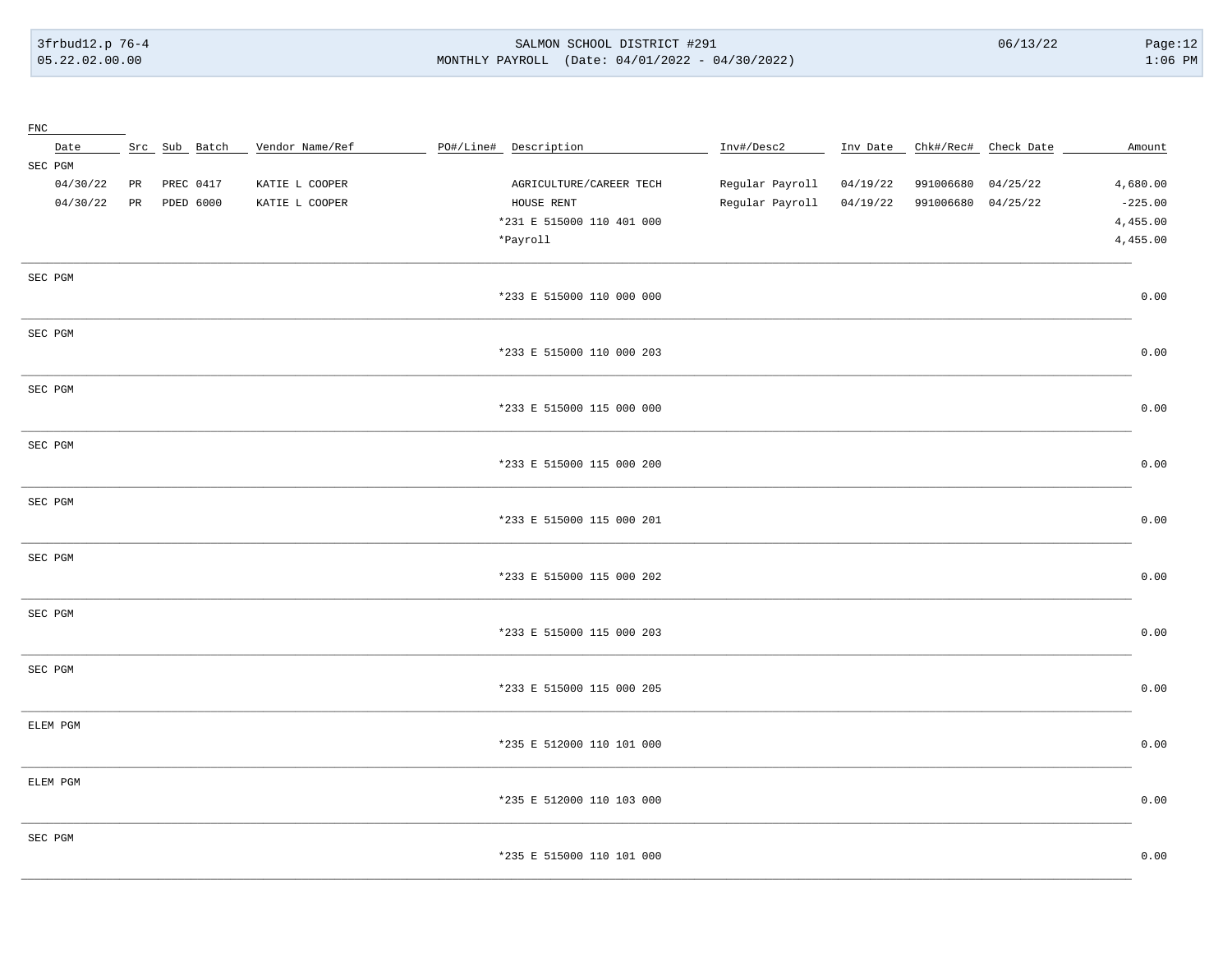| Date | Src | Sub | Batch | Vendor Name/Ref | PO#/Line# | Description | Inv#/Desc2 | Inv Date | Chk#/Rec# | Check Date | Amount |
|---|---|---|---|---|---|---|---|---|---|---|---|
| SEC PGM | | | | | | | | | | | |
| 04/30/22 | PR | PREC | 0417 | KATIE L COOPER | | AGRICULTURE/CAREER TECH | Regular Payroll | 04/19/22 | 991006680 | 04/25/22 | 4,680.00 |
| 04/30/22 | PR | PDED | 6000 | KATIE L COOPER | | HOUSE RENT | Regular Payroll | 04/19/22 | 991006680 | 04/25/22 | -225.00 |
| | | | | | | *231 E 515000 110 401 000 | | | | | 4,455.00 |
| | | | | | | *Payroll | | | | | 4,455.00 |
| SEC PGM | | | | | | | | | | | |
| | | | | | | *233 E 515000 110 000 000 | | | | | 0.00 |
| SEC PGM | | | | | | | | | | | |
| | | | | | | *233 E 515000 110 000 203 | | | | | 0.00 |
| SEC PGM | | | | | | | | | | | |
| | | | | | | *233 E 515000 115 000 000 | | | | | 0.00 |
| SEC PGM | | | | | | | | | | | |
| | | | | | | *233 E 515000 115 000 200 | | | | | 0.00 |
| SEC PGM | | | | | | | | | | | |
| | | | | | | *233 E 515000 115 000 201 | | | | | 0.00 |
| SEC PGM | | | | | | | | | | | |
| | | | | | | *233 E 515000 115 000 202 | | | | | 0.00 |
| SEC PGM | | | | | | | | | | | |
| | | | | | | *233 E 515000 115 000 203 | | | | | 0.00 |
| SEC PGM | | | | | | | | | | | |
| | | | | | | *233 E 515000 115 000 205 | | | | | 0.00 |
| ELEM PGM | | | | | | | | | | | |
| | | | | | | *235 E 512000 110 101 000 | | | | | 0.00 |
| ELEM PGM | | | | | | | | | | | |
| | | | | | | *235 E 512000 110 103 000 | | | | | 0.00 |
| SEC PGM | | | | | | | | | | | |
| | | | | | | *235 E 515000 110 101 000 | | | | | 0.00 |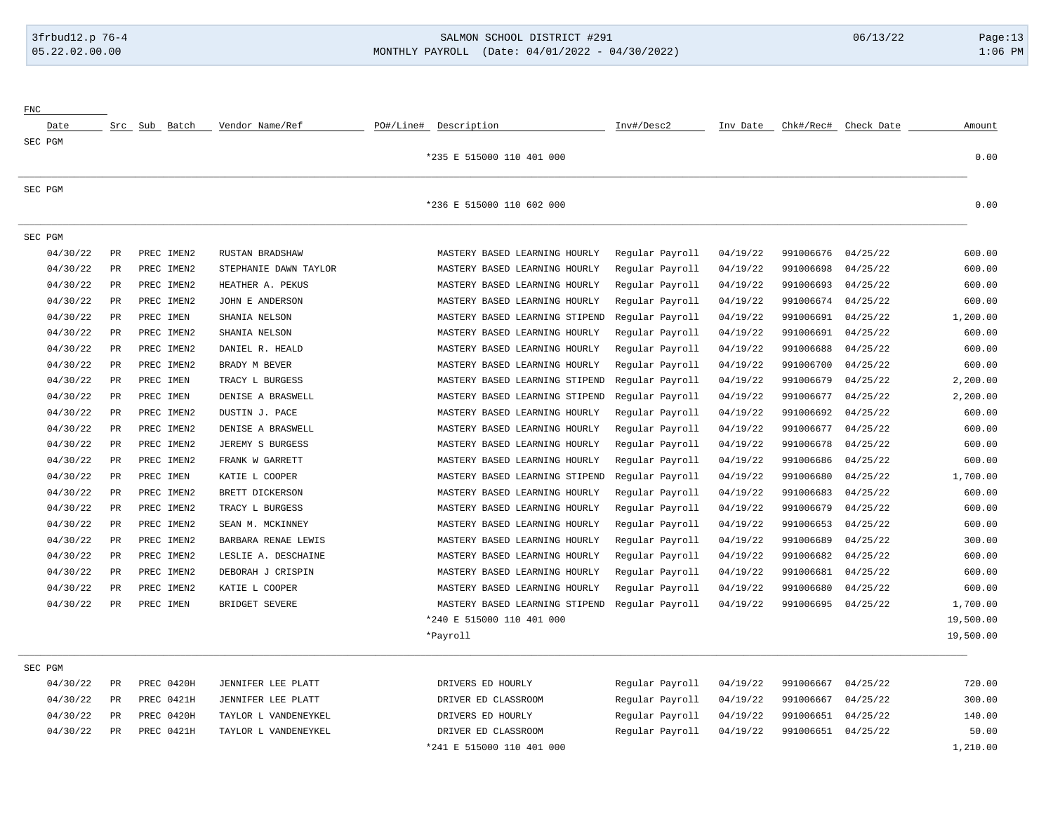SALMON SCHOOL DISTRICT #291

MONTHLY PAYROLL (Date: 04/01/2022 - 04/30/2022)

FNC

| Date | Src | Sub | Batch | Vendor Name/Ref | PO#/Line# | Description | Inv#/Desc2 | Inv Date | Chk#/Rec# | Check Date | Amount |
|---|---|---|---|---|---|---|---|---|---|---|---|
| SEC PGM | | | | | | | | | | | |
| | | | | | | *235 E 515000 110 401 000 | | | | | 0.00 |
| SEC PGM | | | | | | | | | | | |
| | | | | | | *236 E 515000 110 602 000 | | | | | 0.00 |
| SEC PGM | | | | | | | | | | | |
| 04/30/22 | PR | PREC | IMEN2 | RUSTAN BRADSHAW | | MASTERY BASED LEARNING HOURLY | Regular Payroll | 04/19/22 | 991006676 | 04/25/22 | 600.00 |
| 04/30/22 | PR | PREC | IMEN2 | STEPHANIE DAWN TAYLOR | | MASTERY BASED LEARNING HOURLY | Regular Payroll | 04/19/22 | 991006698 | 04/25/22 | 600.00 |
| 04/30/22 | PR | PREC | IMEN2 | HEATHER A. PEKUS | | MASTERY BASED LEARNING HOURLY | Regular Payroll | 04/19/22 | 991006693 | 04/25/22 | 600.00 |
| 04/30/22 | PR | PREC | IMEN2 | JOHN E ANDERSON | | MASTERY BASED LEARNING HOURLY | Regular Payroll | 04/19/22 | 991006674 | 04/25/22 | 600.00 |
| 04/30/22 | PR | PREC | IMEN | SHANIA NELSON | | MASTERY BASED LEARNING STIPEND | Regular Payroll | 04/19/22 | 991006691 | 04/25/22 | 1,200.00 |
| 04/30/22 | PR | PREC | IMEN2 | SHANIA NELSON | | MASTERY BASED LEARNING HOURLY | Regular Payroll | 04/19/22 | 991006691 | 04/25/22 | 600.00 |
| 04/30/22 | PR | PREC | IMEN2 | DANIEL R. HEALD | | MASTERY BASED LEARNING HOURLY | Regular Payroll | 04/19/22 | 991006688 | 04/25/22 | 600.00 |
| 04/30/22 | PR | PREC | IMEN2 | BRADY M BEVER | | MASTERY BASED LEARNING HOURLY | Regular Payroll | 04/19/22 | 991006700 | 04/25/22 | 600.00 |
| 04/30/22 | PR | PREC | IMEN | TRACY L BURGESS | | MASTERY BASED LEARNING STIPEND | Regular Payroll | 04/19/22 | 991006679 | 04/25/22 | 2,200.00 |
| 04/30/22 | PR | PREC | IMEN | DENISE A BRASWELL | | MASTERY BASED LEARNING STIPEND | Regular Payroll | 04/19/22 | 991006677 | 04/25/22 | 2,200.00 |
| 04/30/22 | PR | PREC | IMEN2 | DUSTIN J. PACE | | MASTERY BASED LEARNING HOURLY | Regular Payroll | 04/19/22 | 991006692 | 04/25/22 | 600.00 |
| 04/30/22 | PR | PREC | IMEN2 | DENISE A BRASWELL | | MASTERY BASED LEARNING HOURLY | Regular Payroll | 04/19/22 | 991006677 | 04/25/22 | 600.00 |
| 04/30/22 | PR | PREC | IMEN2 | JEREMY S BURGESS | | MASTERY BASED LEARNING HOURLY | Regular Payroll | 04/19/22 | 991006678 | 04/25/22 | 600.00 |
| 04/30/22 | PR | PREC | IMEN2 | FRANK W GARRETT | | MASTERY BASED LEARNING HOURLY | Regular Payroll | 04/19/22 | 991006686 | 04/25/22 | 600.00 |
| 04/30/22 | PR | PREC | IMEN | KATIE L COOPER | | MASTERY BASED LEARNING STIPEND | Regular Payroll | 04/19/22 | 991006680 | 04/25/22 | 1,700.00 |
| 04/30/22 | PR | PREC | IMEN2 | BRETT DICKERSON | | MASTERY BASED LEARNING HOURLY | Regular Payroll | 04/19/22 | 991006683 | 04/25/22 | 600.00 |
| 04/30/22 | PR | PREC | IMEN2 | TRACY L BURGESS | | MASTERY BASED LEARNING HOURLY | Regular Payroll | 04/19/22 | 991006679 | 04/25/22 | 600.00 |
| 04/30/22 | PR | PREC | IMEN2 | SEAN M. MCKINNEY | | MASTERY BASED LEARNING HOURLY | Regular Payroll | 04/19/22 | 991006653 | 04/25/22 | 600.00 |
| 04/30/22 | PR | PREC | IMEN2 | BARBARA RENAE LEWIS | | MASTERY BASED LEARNING HOURLY | Regular Payroll | 04/19/22 | 991006689 | 04/25/22 | 300.00 |
| 04/30/22 | PR | PREC | IMEN2 | LESLIE A. DESCHAINE | | MASTERY BASED LEARNING HOURLY | Regular Payroll | 04/19/22 | 991006682 | 04/25/22 | 600.00 |
| 04/30/22 | PR | PREC | IMEN2 | DEBORAH J CRISPIN | | MASTERY BASED LEARNING HOURLY | Regular Payroll | 04/19/22 | 991006681 | 04/25/22 | 600.00 |
| 04/30/22 | PR | PREC | IMEN2 | KATIE L COOPER | | MASTERY BASED LEARNING HOURLY | Regular Payroll | 04/19/22 | 991006680 | 04/25/22 | 600.00 |
| 04/30/22 | PR | PREC | IMEN | BRIDGET SEVERE | | MASTERY BASED LEARNING STIPEND | Regular Payroll | 04/19/22 | 991006695 | 04/25/22 | 1,700.00 |
| | | | | | | *240 E 515000 110 401 000 | | | | | 19,500.00 |
| | | | | | | *Payroll | | | | | 19,500.00 |
| SEC PGM | | | | | | | | | | | |
| 04/30/22 | PR | PREC | 0420H | JENNIFER LEE PLATT | | DRIVERS ED HOURLY | Regular Payroll | 04/19/22 | 991006667 | 04/25/22 | 720.00 |
| 04/30/22 | PR | PREC | 0421H | JENNIFER LEE PLATT | | DRIVER ED CLASSROOM | Regular Payroll | 04/19/22 | 991006667 | 04/25/22 | 300.00 |
| 04/30/22 | PR | PREC | 0420H | TAYLOR L VANDENEYKEL | | DRIVERS ED HOURLY | Regular Payroll | 04/19/22 | 991006651 | 04/25/22 | 140.00 |
| 04/30/22 | PR | PREC | 0421H | TAYLOR L VANDENEYKEL | | DRIVER ED CLASSROOM | Regular Payroll | 04/19/22 | 991006651 | 04/25/22 | 50.00 |
| | | | | | | *241 E 515000 110 401 000 | | | | | 1,210.00 |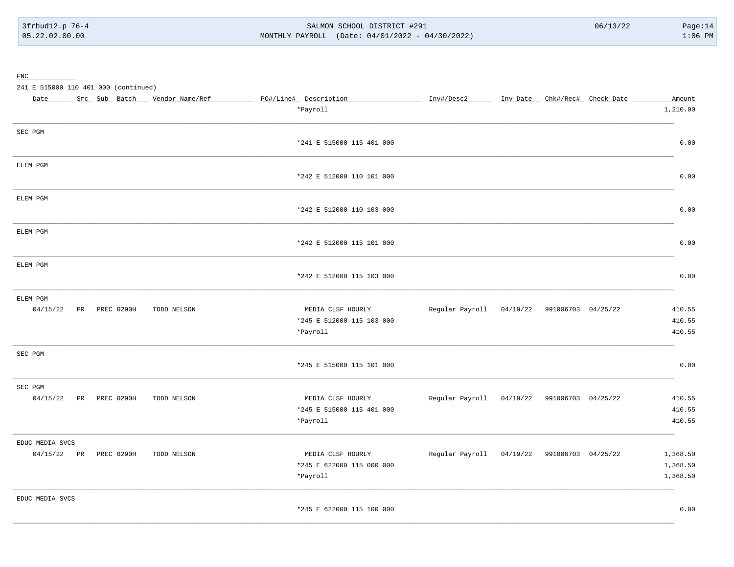FNC

241 E 515000 110 401 000 (continued)

| Date | Src | Sub | Batch | Vendor Name/Ref | PO#/Line# | Description | Inv#/Desc2 | Inv Date | Chk#/Rec# | Check Date | Amount |
|---|---|---|---|---|---|---|---|---|---|---|---|
| | | | | | | *Payroll | | | | | 1,210.00 |
| SEC PGM | | | | | | | | | | | |
| | | | | | | *241 E 515000 115 401 000 | | | | | 0.00 |
| ELEM PGM | | | | | | | | | | | |
| | | | | | | *242 E 512000 110 101 000 | | | | | 0.00 |
| ELEM PGM | | | | | | | | | | | |
| | | | | | | *242 E 512000 110 103 000 | | | | | 0.00 |
| ELEM PGM | | | | | | | | | | | |
| | | | | | | *242 E 512000 115 101 000 | | | | | 0.00 |
| ELEM PGM | | | | | | | | | | | |
| | | | | | | *242 E 512000 115 103 000 | | | | | 0.00 |
| ELEM PGM | | | | | | | | | | | |
| 04/15/22 | PR | PREC | 0290H | TODD NELSON | | MEDIA CLSF HOURLY | Regular Payroll | 04/19/22 | 991006703 | 04/25/22 | 410.55 |
| | | | | | | *245 E 512000 115 103 000 | | | | | 410.55 |
| | | | | | | *Payroll | | | | | 410.55 |
| SEC PGM | | | | | | | | | | | |
| | | | | | | *245 E 515000 115 101 000 | | | | | 0.00 |
| SEC PGM | | | | | | | | | | | |
| 04/15/22 | PR | PREC | 0290H | TODD NELSON | | MEDIA CLSF HOURLY | Regular Payroll | 04/19/22 | 991006703 | 04/25/22 | 410.55 |
| | | | | | | *245 E 515000 115 401 000 | | | | | 410.55 |
| | | | | | | *Payroll | | | | | 410.55 |
| EDUC MEDIA SVCS | | | | | | | | | | | |
| 04/15/22 | PR | PREC | 0290H | TODD NELSON | | MEDIA CLSF HOURLY | Regular Payroll | 04/19/22 | 991006703 | 04/25/22 | 1,368.50 |
| | | | | | | *245 E 622000 115 000 000 | | | | | 1,368.50 |
| | | | | | | *Payroll | | | | | 1,368.50 |
| EDUC MEDIA SVCS | | | | | | | | | | | |
| | | | | | | *245 E 622000 115 100 000 | | | | | 0.00 |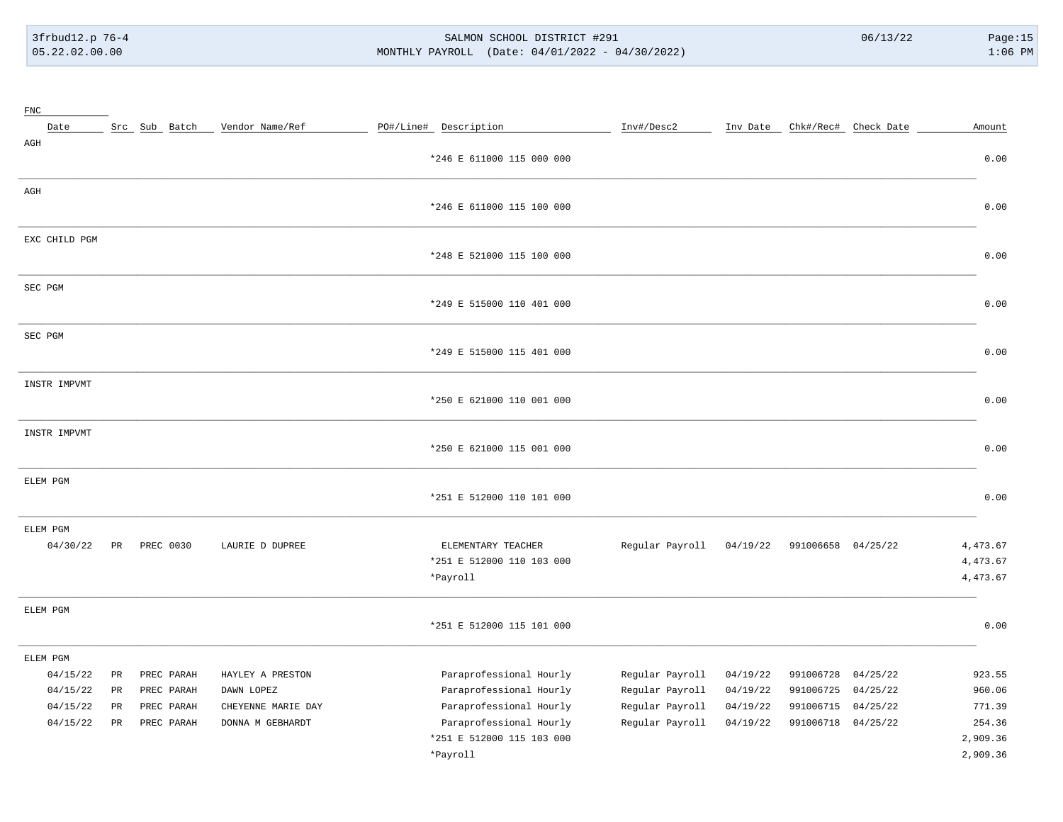| FNC Date | Src | Sub | Batch | Vendor Name/Ref | PO#/Line# | Description | Inv#/Desc2 | Inv Date | Chk#/Rec# | Check Date | Amount |
|---|---|---|---|---|---|---|---|---|---|---|---|
| AGH | | | | | | | | | | | |
| | | | | | | *246 E 611000 115 000 000 | | | | | 0.00 |
| AGH | | | | | | | | | | | |
| | | | | | | *246 E 611000 115 100 000 | | | | | 0.00 |
| EXC CHILD PGM | | | | | | | | | | | |
| | | | | | | *248 E 521000 115 100 000 | | | | | 0.00 |
| SEC PGM | | | | | | | | | | | |
| | | | | | | *249 E 515000 110 401 000 | | | | | 0.00 |
| SEC PGM | | | | | | | | | | | |
| | | | | | | *249 E 515000 115 401 000 | | | | | 0.00 |
| INSTR IMPVMT | | | | | | | | | | | |
| | | | | | | *250 E 621000 110 001 000 | | | | | 0.00 |
| INSTR IMPVMT | | | | | | | | | | | |
| | | | | | | *250 E 621000 115 001 000 | | | | | 0.00 |
| ELEM PGM | | | | | | | | | | | |
| | | | | | | *251 E 512000 110 101 000 | | | | | 0.00 |
| ELEM PGM | | | | | | | | | | | |
| 04/30/22 | PR | PREC | 0030 | LAURIE D DUPREE | | ELEMENTARY TEACHER | Regular Payroll | 04/19/22 | 991006658 | 04/25/22 | 4,473.67 |
| | | | | | | *251 E 512000 110 103 000 | | | | | 4,473.67 |
| | | | | | | *Payroll | | | | | 4,473.67 |
| ELEM PGM | | | | | | | | | | | |
| | | | | | | *251 E 512000 115 101 000 | | | | | 0.00 |
| ELEM PGM | | | | | | | | | | | |
| 04/15/22 | PR | PREC | PARAH | HAYLEY A PRESTON | | Paraprofessional Hourly | Regular Payroll | 04/19/22 | 991006728 | 04/25/22 | 923.55 |
| 04/15/22 | PR | PREC | PARAH | DAWN LOPEZ | | Paraprofessional Hourly | Regular Payroll | 04/19/22 | 991006725 | 04/25/22 | 960.06 |
| 04/15/22 | PR | PREC | PARAH | CHEYENNE MARIE DAY | | Paraprofessional Hourly | Regular Payroll | 04/19/22 | 991006715 | 04/25/22 | 771.39 |
| 04/15/22 | PR | PREC | PARAH | DONNA M GEBHARDT | | Paraprofessional Hourly | Regular Payroll | 04/19/22 | 991006718 | 04/25/22 | 254.36 |
| | | | | | | *251 E 512000 115 103 000 | | | | | 2,909.36 |
| | | | | | | *Payroll | | | | | 2,909.36 |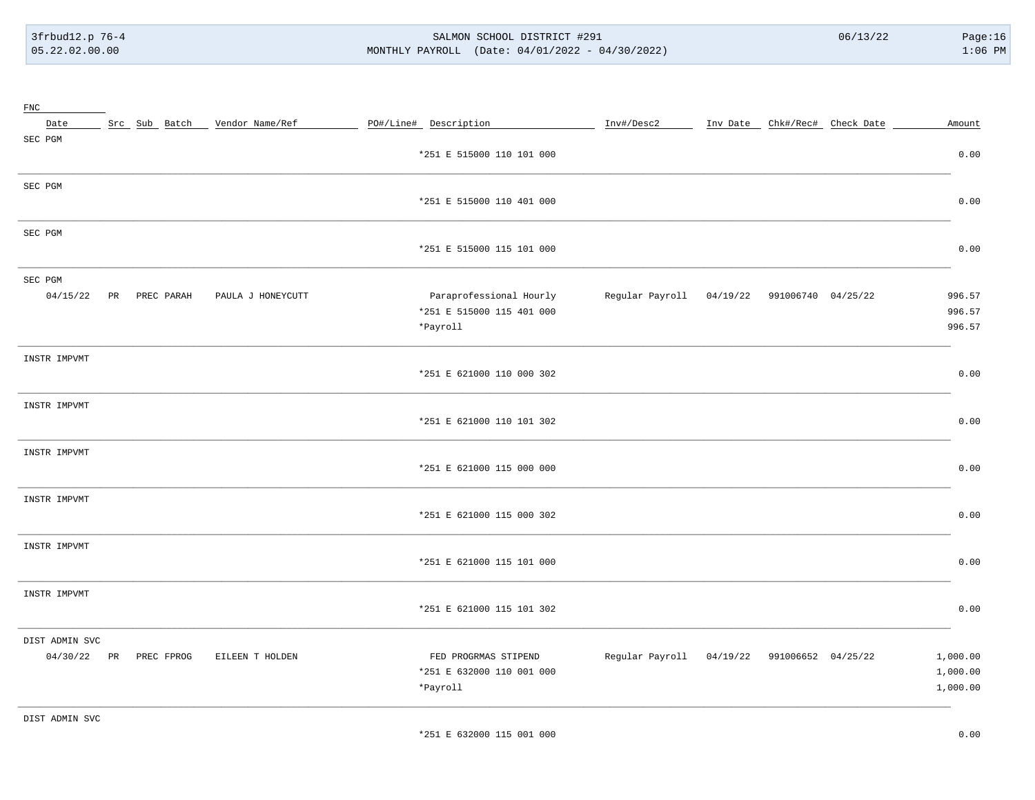| FNC | | | | | | | | | | | |
|---|---|---|---|---|---|---|---|---|---|---|---|
| Date | Src | Sub | Batch | Vendor Name/Ref | PO#/Line# | Description | Inv#/Desc2 | Inv Date | Chk#/Rec# | Check Date | Amount |
| SEC PGM | | | | | | | | | | | |
| | | | | | | *251 E 515000 110 101 000 | | | | | 0.00 |
| SEC PGM | | | | | | | | | | | |
| | | | | | | *251 E 515000 110 401 000 | | | | | 0.00 |
| SEC PGM | | | | | | | | | | | |
| | | | | | | *251 E 515000 115 101 000 | | | | | 0.00 |
| SEC PGM | | | | | | | | | | | |
| 04/15/22 | PR | PREC | PARAH | PAULA J HONEYCUTT | | Paraprofessional Hourly | Regular Payroll | 04/19/22 | 991006740 | 04/25/22 | 996.57 |
| | | | | | | *251 E 515000 115 401 000 | | | | | 996.57 |
| | | | | | | *Payroll | | | | | 996.57 |
| INSTR IMPVMT | | | | | | | | | | | |
| | | | | | | *251 E 621000 110 000 302 | | | | | 0.00 |
| INSTR IMPVMT | | | | | | | | | | | |
| | | | | | | *251 E 621000 110 101 302 | | | | | 0.00 |
| INSTR IMPVMT | | | | | | | | | | | |
| | | | | | | *251 E 621000 115 000 000 | | | | | 0.00 |
| INSTR IMPVMT | | | | | | | | | | | |
| | | | | | | *251 E 621000 115 000 302 | | | | | 0.00 |
| INSTR IMPVMT | | | | | | | | | | | |
| | | | | | | *251 E 621000 115 101 000 | | | | | 0.00 |
| INSTR IMPVMT | | | | | | | | | | | |
| | | | | | | *251 E 621000 115 101 302 | | | | | 0.00 |
| DIST ADMIN SVC | | | | | | | | | | | |
| 04/30/22 | PR | PREC | FPROG | EILEEN T HOLDEN | | FED PROGRMAS STIPEND | Regular Payroll | 04/19/22 | 991006652 | 04/25/22 | 1,000.00 |
| | | | | | | *251 E 632000 110 001 000 | | | | | 1,000.00 |
| | | | | | | *Payroll | | | | | 1,000.00 |
| DIST ADMIN SVC | | | | | | | | | | | |
| | | | | | | *251 E 632000 115 001 000 | | | | | 0.00 |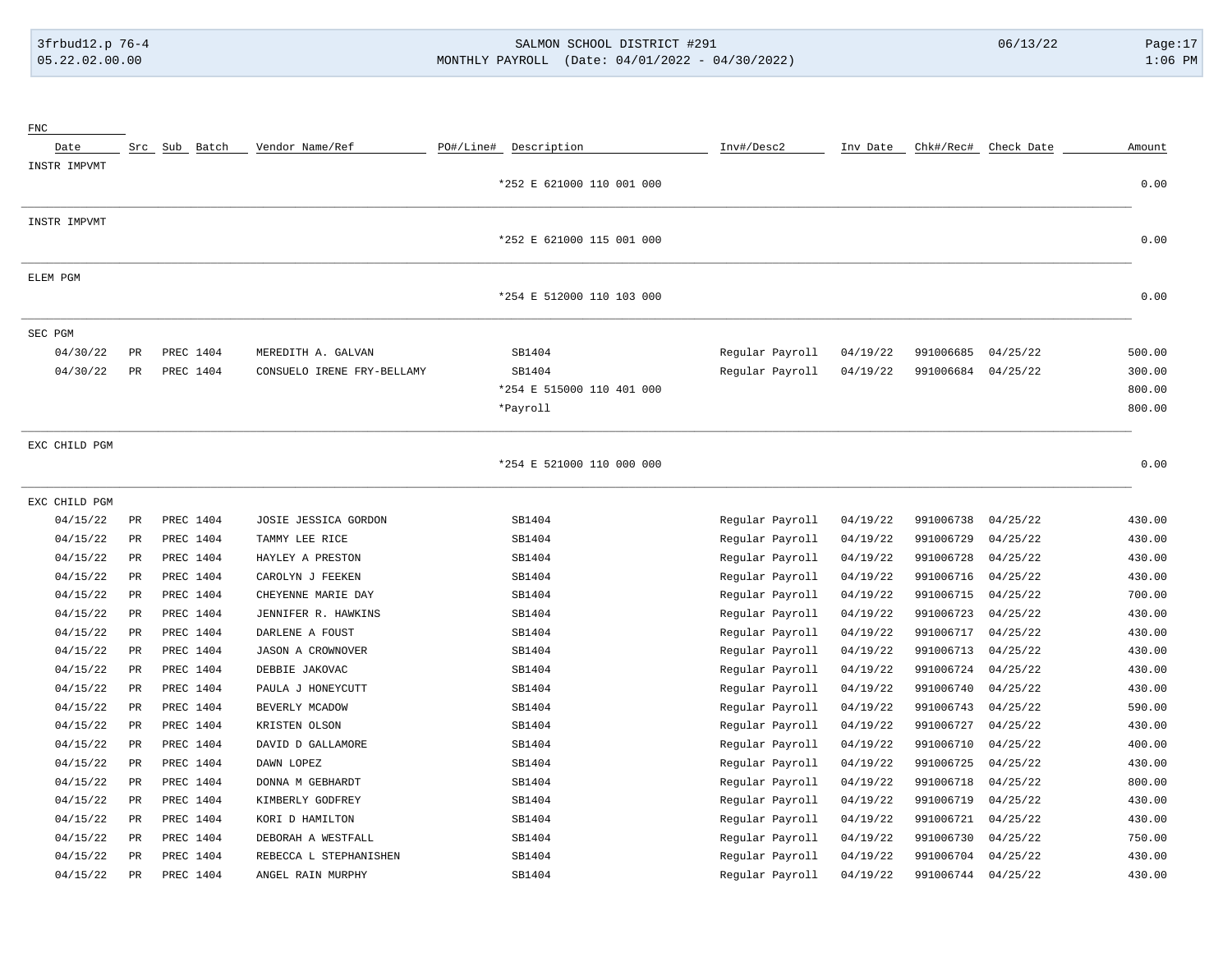| FNC | | | | | | | | | | | |
|---|---|---|---|---|---|---|---|---|---|---|---|
| Date | Src | Sub | Batch | Vendor Name/Ref | PO#/Line# | Description | Inv#/Desc2 | Inv Date | Chk#/Rec# | Check Date | Amount |
| INSTR IMPVMT | | | | | | | | | | | |
| | | | | | | *252 E 621000 110 001 000 | | | | | 0.00 |
| INSTR IMPVMT | | | | | | | | | | | |
| | | | | | | *252 E 621000 115 001 000 | | | | | 0.00 |
| ELEM PGM | | | | | | | | | | | |
| | | | | | | *254 E 512000 110 103 000 | | | | | 0.00 |
| SEC PGM | | | | | | | | | | | |
| 04/30/22 | PR | PREC | 1404 | MEREDITH A. GALVAN | | SB1404 | Regular Payroll | 04/19/22 | 991006685 | 04/25/22 | 500.00 |
| 04/30/22 | PR | PREC | 1404 | CONSUELO IRENE FRY-BELLAMY | | SB1404 | Regular Payroll | 04/19/22 | 991006684 | 04/25/22 | 300.00 |
| | | | | | | *254 E 515000 110 401 000 | | | | | 800.00 |
| | | | | | | *Payroll | | | | | 800.00 |
| EXC CHILD PGM | | | | | | | | | | | |
| | | | | | | *254 E 521000 110 000 000 | | | | | 0.00 |
| EXC CHILD PGM | | | | | | | | | | | |
| 04/15/22 | PR | PREC | 1404 | JOSIE JESSICA GORDON | | SB1404 | Regular Payroll | 04/19/22 | 991006738 | 04/25/22 | 430.00 |
| 04/15/22 | PR | PREC | 1404 | TAMMY LEE RICE | | SB1404 | Regular Payroll | 04/19/22 | 991006729 | 04/25/22 | 430.00 |
| 04/15/22 | PR | PREC | 1404 | HAYLEY A PRESTON | | SB1404 | Regular Payroll | 04/19/22 | 991006728 | 04/25/22 | 430.00 |
| 04/15/22 | PR | PREC | 1404 | CAROLYN J FEEKEN | | SB1404 | Regular Payroll | 04/19/22 | 991006716 | 04/25/22 | 430.00 |
| 04/15/22 | PR | PREC | 1404 | CHEYENNE MARIE DAY | | SB1404 | Regular Payroll | 04/19/22 | 991006715 | 04/25/22 | 700.00 |
| 04/15/22 | PR | PREC | 1404 | JENNIFER R. HAWKINS | | SB1404 | Regular Payroll | 04/19/22 | 991006723 | 04/25/22 | 430.00 |
| 04/15/22 | PR | PREC | 1404 | DARLENE A FOUST | | SB1404 | Regular Payroll | 04/19/22 | 991006717 | 04/25/22 | 430.00 |
| 04/15/22 | PR | PREC | 1404 | JASON A CROWNOVER | | SB1404 | Regular Payroll | 04/19/22 | 991006713 | 04/25/22 | 430.00 |
| 04/15/22 | PR | PREC | 1404 | DEBBIE JAKOVAC | | SB1404 | Regular Payroll | 04/19/22 | 991006724 | 04/25/22 | 430.00 |
| 04/15/22 | PR | PREC | 1404 | PAULA J HONEYCUTT | | SB1404 | Regular Payroll | 04/19/22 | 991006740 | 04/25/22 | 430.00 |
| 04/15/22 | PR | PREC | 1404 | BEVERLY MCADOW | | SB1404 | Regular Payroll | 04/19/22 | 991006743 | 04/25/22 | 590.00 |
| 04/15/22 | PR | PREC | 1404 | KRISTEN OLSON | | SB1404 | Regular Payroll | 04/19/22 | 991006727 | 04/25/22 | 430.00 |
| 04/15/22 | PR | PREC | 1404 | DAVID D GALLAMORE | | SB1404 | Regular Payroll | 04/19/22 | 991006710 | 04/25/22 | 400.00 |
| 04/15/22 | PR | PREC | 1404 | DAWN LOPEZ | | SB1404 | Regular Payroll | 04/19/22 | 991006725 | 04/25/22 | 430.00 |
| 04/15/22 | PR | PREC | 1404 | DONNA M GEBHARDT | | SB1404 | Regular Payroll | 04/19/22 | 991006718 | 04/25/22 | 800.00 |
| 04/15/22 | PR | PREC | 1404 | KIMBERLY GODFREY | | SB1404 | Regular Payroll | 04/19/22 | 991006719 | 04/25/22 | 430.00 |
| 04/15/22 | PR | PREC | 1404 | KORI D HAMILTON | | SB1404 | Regular Payroll | 04/19/22 | 991006721 | 04/25/22 | 430.00 |
| 04/15/22 | PR | PREC | 1404 | DEBORAH A WESTFALL | | SB1404 | Regular Payroll | 04/19/22 | 991006730 | 04/25/22 | 750.00 |
| 04/15/22 | PR | PREC | 1404 | REBECCA L STEPHANISHEN | | SB1404 | Regular Payroll | 04/19/22 | 991006704 | 04/25/22 | 430.00 |
| 04/15/22 | PR | PREC | 1404 | ANGEL RAIN MURPHY | | SB1404 | Regular Payroll | 04/19/22 | 991006744 | 04/25/22 | 430.00 |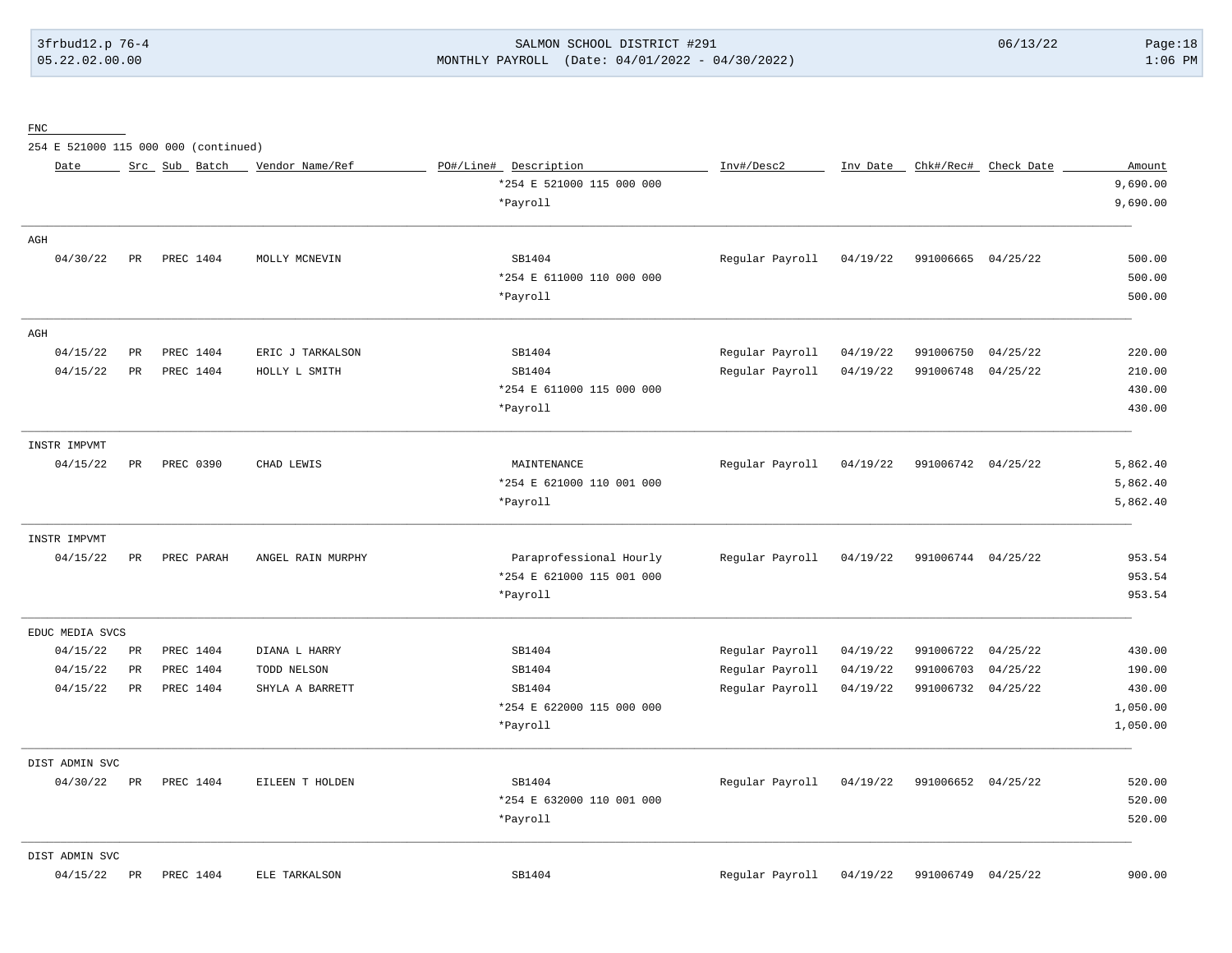FNC

254 E 521000 115 000 000 (continued)

| Date | Src | Sub | Batch | Vendor Name/Ref | PO#/Line# | Description | Inv#/Desc2 | Inv Date | Chk#/Rec# | Check Date | Amount |
|---|---|---|---|---|---|---|---|---|---|---|---|
| | | | | | | *254 E 521000 115 000 000 | | | | | 9,690.00 |
| | | | | | | *Payroll | | | | | 9,690.00 |

AGH

| Date | Src | Sub | Batch | Vendor Name/Ref | PO#/Line# | Description | Inv#/Desc2 | Inv Date | Chk#/Rec# | Check Date | Amount |
|---|---|---|---|---|---|---|---|---|---|---|---|
| 04/30/22 | PR | PREC | 1404 | MOLLY MCNEVIN | | SB1404 | Regular Payroll | 04/19/22 | 991006665 | 04/25/22 | 500.00 |
| | | | | | | *254 E 611000 110 000 000 | | | | | 500.00 |
| | | | | | | *Payroll | | | | | 500.00 |

AGH

| Date | Src | Sub | Batch | Vendor Name/Ref | PO#/Line# | Description | Inv#/Desc2 | Inv Date | Chk#/Rec# | Check Date | Amount |
|---|---|---|---|---|---|---|---|---|---|---|---|
| 04/15/22 | PR | PREC | 1404 | ERIC J TARKALSON | | SB1404 | Regular Payroll | 04/19/22 | 991006750 | 04/25/22 | 220.00 |
| 04/15/22 | PR | PREC | 1404 | HOLLY L SMITH | | SB1404 | Regular Payroll | 04/19/22 | 991006748 | 04/25/22 | 210.00 |
| | | | | | | *254 E 611000 115 000 000 | | | | | 430.00 |
| | | | | | | *Payroll | | | | | 430.00 |

INSTR IMPVMT

| Date | Src | Sub | Batch | Vendor Name/Ref | PO#/Line# | Description | Inv#/Desc2 | Inv Date | Chk#/Rec# | Check Date | Amount |
|---|---|---|---|---|---|---|---|---|---|---|---|
| 04/15/22 | PR | PREC | 0390 | CHAD LEWIS | | MAINTENANCE | Regular Payroll | 04/19/22 | 991006742 | 04/25/22 | 5,862.40 |
| | | | | | | *254 E 621000 110 001 000 | | | | | 5,862.40 |
| | | | | | | *Payroll | | | | | 5,862.40 |

INSTR IMPVMT

| Date | Src | Sub | Batch | Vendor Name/Ref | PO#/Line# | Description | Inv#/Desc2 | Inv Date | Chk#/Rec# | Check Date | Amount |
|---|---|---|---|---|---|---|---|---|---|---|---|
| 04/15/22 | PR | PREC | PARAH | ANGEL RAIN MURPHY | | Paraprofessional Hourly | Regular Payroll | 04/19/22 | 991006744 | 04/25/22 | 953.54 |
| | | | | | | *254 E 621000 115 001 000 | | | | | 953.54 |
| | | | | | | *Payroll | | | | | 953.54 |

EDUC MEDIA SVCS

| Date | Src | Sub | Batch | Vendor Name/Ref | PO#/Line# | Description | Inv#/Desc2 | Inv Date | Chk#/Rec# | Check Date | Amount |
|---|---|---|---|---|---|---|---|---|---|---|---|
| 04/15/22 | PR | PREC | 1404 | DIANA L HARRY | | SB1404 | Regular Payroll | 04/19/22 | 991006722 | 04/25/22 | 430.00 |
| 04/15/22 | PR | PREC | 1404 | TODD NELSON | | SB1404 | Regular Payroll | 04/19/22 | 991006703 | 04/25/22 | 190.00 |
| 04/15/22 | PR | PREC | 1404 | SHYLA A BARRETT | | SB1404 | Regular Payroll | 04/19/22 | 991006732 | 04/25/22 | 430.00 |
| | | | | | | *254 E 622000 115 000 000 | | | | | 1,050.00 |
| | | | | | | *Payroll | | | | | 1,050.00 |

DIST ADMIN SVC

| Date | Src | Sub | Batch | Vendor Name/Ref | PO#/Line# | Description | Inv#/Desc2 | Inv Date | Chk#/Rec# | Check Date | Amount |
|---|---|---|---|---|---|---|---|---|---|---|---|
| 04/30/22 | PR | PREC | 1404 | EILEEN T HOLDEN | | SB1404 | Regular Payroll | 04/19/22 | 991006652 | 04/25/22 | 520.00 |
| | | | | | | *254 E 632000 110 001 000 | | | | | 520.00 |
| | | | | | | *Payroll | | | | | 520.00 |

DIST ADMIN SVC

| Date | Src | Sub | Batch | Vendor Name/Ref | PO#/Line# | Description | Inv#/Desc2 | Inv Date | Chk#/Rec# | Check Date | Amount |
|---|---|---|---|---|---|---|---|---|---|---|---|
| 04/15/22 | PR | PREC | 1404 | ELE TARKALSON | | SB1404 | Regular Payroll | 04/19/22 | 991006749 | 04/25/22 | 900.00 |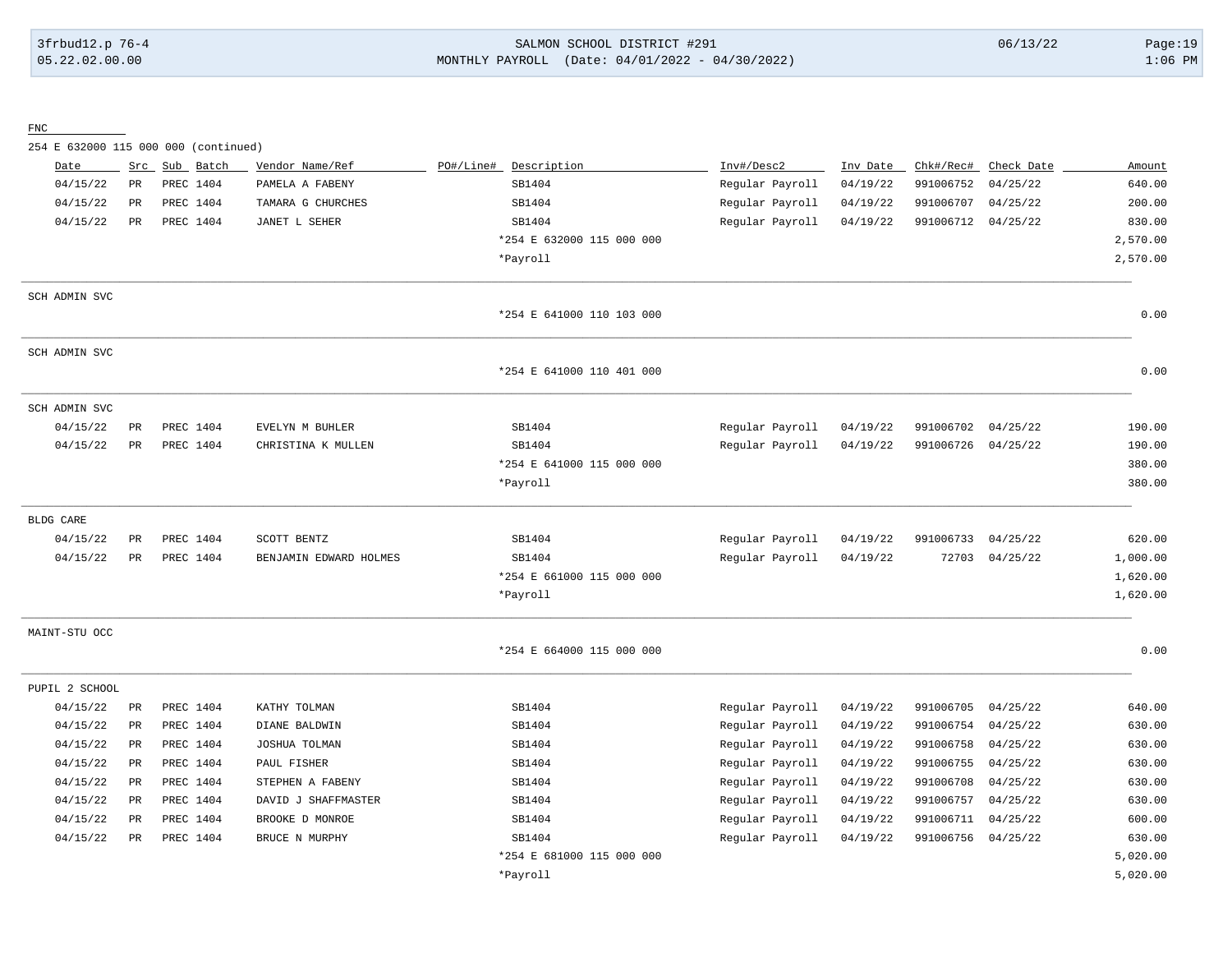FNC

254 E 632000 115 000 000 (continued)

| Date | Src | Sub | Batch | Vendor Name/Ref | PO#/Line# | Description | Inv#/Desc2 | Inv Date | Chk#/Rec# | Check Date | Amount |
|---|---|---|---|---|---|---|---|---|---|---|---|
| 04/15/22 | PR | PREC | 1404 | PAMELA A FABENY | | SB1404 | Regular Payroll | 04/19/22 | 991006752 | 04/25/22 | 640.00 |
| 04/15/22 | PR | PREC | 1404 | TAMARA G CHURCHES | | SB1404 | Regular Payroll | 04/19/22 | 991006707 | 04/25/22 | 200.00 |
| 04/15/22 | PR | PREC | 1404 | JANET L SEHER | | SB1404 | Regular Payroll | 04/19/22 | 991006712 | 04/25/22 | 830.00 |
| | | | | | | *254 E 632000 115 000 000 | | | | | 2,570.00 |
| | | | | | | *Payroll | | | | | 2,570.00 |
| SCH ADMIN SVC | | | | | | | | | | | |
| | | | | | | *254 E 641000 110 103 000 | | | | | 0.00 |
| SCH ADMIN SVC | | | | | | | | | | | |
| | | | | | | *254 E 641000 110 401 000 | | | | | 0.00 |
| SCH ADMIN SVC | | | | | | | | | | | |
| 04/15/22 | PR | PREC | 1404 | EVELYN M BUHLER | | SB1404 | Regular Payroll | 04/19/22 | 991006702 | 04/25/22 | 190.00 |
| 04/15/22 | PR | PREC | 1404 | CHRISTINA K MULLEN | | SB1404 | Regular Payroll | 04/19/22 | 991006726 | 04/25/22 | 190.00 |
| | | | | | | *254 E 641000 115 000 000 | | | | | 380.00 |
| | | | | | | *Payroll | | | | | 380.00 |
| BLDG CARE | | | | | | | | | | | |
| 04/15/22 | PR | PREC | 1404 | SCOTT BENTZ | | SB1404 | Regular Payroll | 04/19/22 | 991006733 | 04/25/22 | 620.00 |
| 04/15/22 | PR | PREC | 1404 | BENJAMIN EDWARD HOLMES | | SB1404 | Regular Payroll | 04/19/22 | 72703 | 04/25/22 | 1,000.00 |
| | | | | | | *254 E 661000 115 000 000 | | | | | 1,620.00 |
| | | | | | | *Payroll | | | | | 1,620.00 |
| MAINT-STU OCC | | | | | | | | | | | |
| | | | | | | *254 E 664000 115 000 000 | | | | | 0.00 |
| PUPIL 2 SCHOOL | | | | | | | | | | | |
| 04/15/22 | PR | PREC | 1404 | KATHY TOLMAN | | SB1404 | Regular Payroll | 04/19/22 | 991006705 | 04/25/22 | 640.00 |
| 04/15/22 | PR | PREC | 1404 | DIANE BALDWIN | | SB1404 | Regular Payroll | 04/19/22 | 991006754 | 04/25/22 | 630.00 |
| 04/15/22 | PR | PREC | 1404 | JOSHUA TOLMAN | | SB1404 | Regular Payroll | 04/19/22 | 991006758 | 04/25/22 | 630.00 |
| 04/15/22 | PR | PREC | 1404 | PAUL FISHER | | SB1404 | Regular Payroll | 04/19/22 | 991006755 | 04/25/22 | 630.00 |
| 04/15/22 | PR | PREC | 1404 | STEPHEN A FABENY | | SB1404 | Regular Payroll | 04/19/22 | 991006708 | 04/25/22 | 630.00 |
| 04/15/22 | PR | PREC | 1404 | DAVID J SHAFFMASTER | | SB1404 | Regular Payroll | 04/19/22 | 991006757 | 04/25/22 | 630.00 |
| 04/15/22 | PR | PREC | 1404 | BROOKE D MONROE | | SB1404 | Regular Payroll | 04/19/22 | 991006711 | 04/25/22 | 600.00 |
| 04/15/22 | PR | PREC | 1404 | BRUCE N MURPHY | | SB1404 | Regular Payroll | 04/19/22 | 991006756 | 04/25/22 | 630.00 |
| | | | | | | *254 E 681000 115 000 000 | | | | | 5,020.00 |
| | | | | | | *Payroll | | | | | 5,020.00 |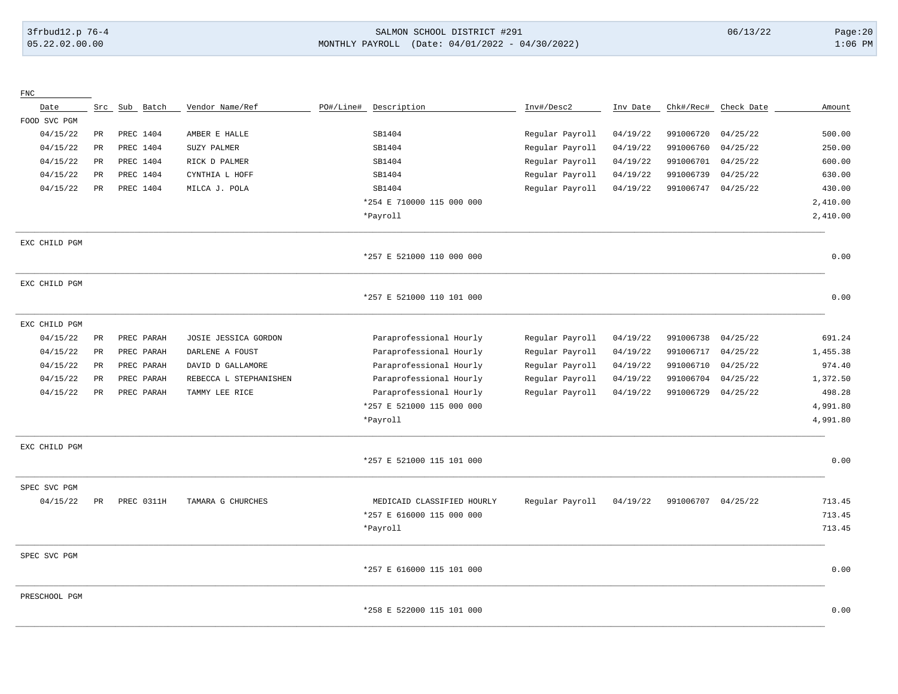SALMON SCHOOL DISTRICT #291

MONTHLY PAYROLL (Date: 04/01/2022 - 04/30/2022)

FNC

| Date | Src | Sub | Batch | Vendor Name/Ref | PO#/Line# | Description | Inv#/Desc2 | Inv Date | Chk#/Rec# | Check Date | Amount |
|---|---|---|---|---|---|---|---|---|---|---|---|
| FOOD SVC PGM | | | | | | | | | | | |
| 04/15/22 | PR | PREC | 1404 | AMBER E HALLE | | SB1404 | Regular Payroll | 04/19/22 | 991006720 | 04/25/22 | 500.00 |
| 04/15/22 | PR | PREC | 1404 | SUZY PALMER | | SB1404 | Regular Payroll | 04/19/22 | 991006760 | 04/25/22 | 250.00 |
| 04/15/22 | PR | PREC | 1404 | RICK D PALMER | | SB1404 | Regular Payroll | 04/19/22 | 991006701 | 04/25/22 | 600.00 |
| 04/15/22 | PR | PREC | 1404 | CYNTHIA L HOFF | | SB1404 | Regular Payroll | 04/19/22 | 991006739 | 04/25/22 | 630.00 |
| 04/15/22 | PR | PREC | 1404 | MILCA J. POLA | | SB1404 | Regular Payroll | 04/19/22 | 991006747 | 04/25/22 | 430.00 |
| | | | | | | *254 E 710000 115 000 000 | | | | | 2,410.00 |
| | | | | | | *Payroll | | | | | 2,410.00 |
| EXC CHILD PGM | | | | | | | | | | | |
| | | | | | | *257 E 521000 110 000 000 | | | | | 0.00 |
| EXC CHILD PGM | | | | | | | | | | | |
| | | | | | | *257 E 521000 110 101 000 | | | | | 0.00 |
| EXC CHILD PGM | | | | | | | | | | | |
| 04/15/22 | PR | PREC | PARAH | JOSIE JESSICA GORDON | | Paraprofessional Hourly | Regular Payroll | 04/19/22 | 991006738 | 04/25/22 | 691.24 |
| 04/15/22 | PR | PREC | PARAH | DARLENE A FOUST | | Paraprofessional Hourly | Regular Payroll | 04/19/22 | 991006717 | 04/25/22 | 1,455.38 |
| 04/15/22 | PR | PREC | PARAH | DAVID D GALLAMORE | | Paraprofessional Hourly | Regular Payroll | 04/19/22 | 991006710 | 04/25/22 | 974.40 |
| 04/15/22 | PR | PREC | PARAH | REBECCA L STEPHANISHEN | | Paraprofessional Hourly | Regular Payroll | 04/19/22 | 991006704 | 04/25/22 | 1,372.50 |
| 04/15/22 | PR | PREC | PARAH | TAMMY LEE RICE | | Paraprofessional Hourly | Regular Payroll | 04/19/22 | 991006729 | 04/25/22 | 498.28 |
| | | | | | | *257 E 521000 115 000 000 | | | | | 4,991.80 |
| | | | | | | *Payroll | | | | | 4,991.80 |
| EXC CHILD PGM | | | | | | | | | | | |
| | | | | | | *257 E 521000 115 101 000 | | | | | 0.00 |
| SPEC SVC PGM | | | | | | | | | | | |
| 04/15/22 | PR | PREC | 0311H | TAMARA G CHURCHES | | MEDICAID CLASSIFIED HOURLY | Regular Payroll | 04/19/22 | 991006707 | 04/25/22 | 713.45 |
| | | | | | | *257 E 616000 115 000 000 | | | | | 713.45 |
| | | | | | | *Payroll | | | | | 713.45 |
| SPEC SVC PGM | | | | | | | | | | | |
| | | | | | | *257 E 616000 115 101 000 | | | | | 0.00 |
| PRESCHOOL PGM | | | | | | | | | | | |
| | | | | | | *258 E 522000 115 101 000 | | | | | 0.00 |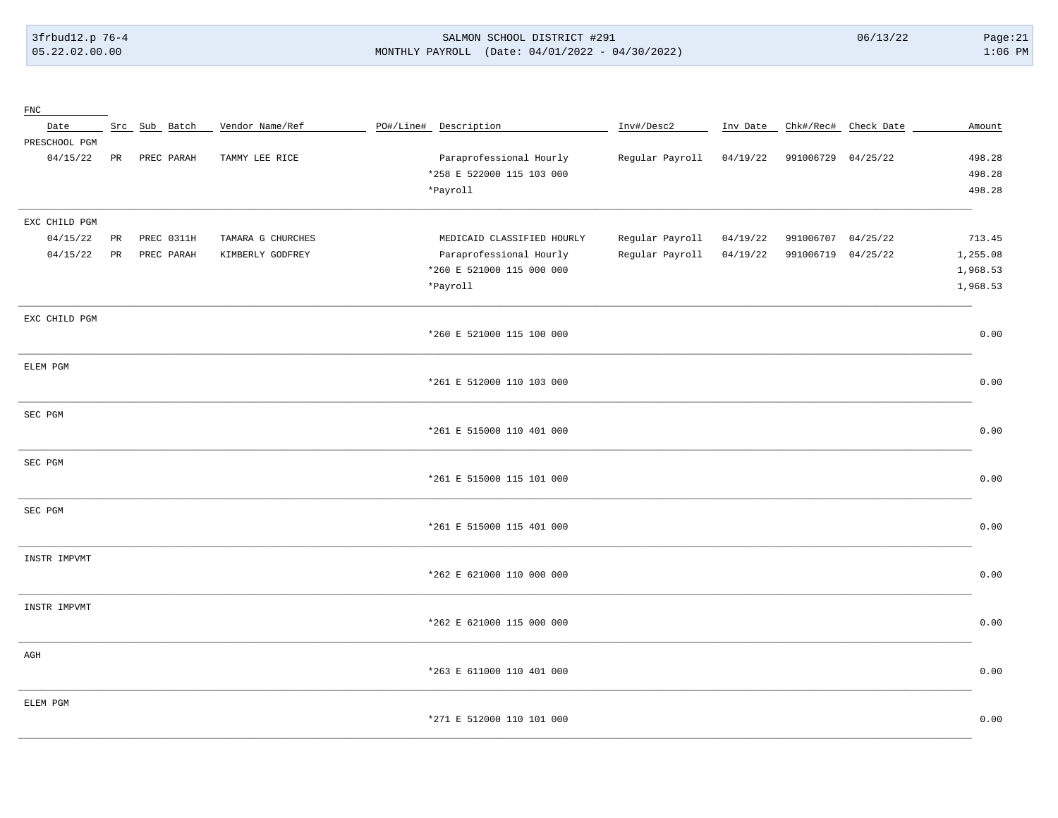| FNC | | | | | | | | | | | |
|---|---|---|---|---|---|---|---|---|---|---|---|
| Date | Src | Sub | Batch | Vendor Name/Ref | PO#/Line# | Description | Inv#/Desc2 | Inv Date | Chk#/Rec# | Check Date | Amount |
| PRESCHOOL PGM | | | | | | | | | | | |
| 04/15/22 | PR | PREC | PARAH | TAMMY LEE RICE | | Paraprofessional Hourly | Regular Payroll | 04/19/22 | 991006729 | 04/25/22 | 498.28 |
| | | | | | | *258 E 522000 115 103 000 | | | | | 498.28 |
| | | | | | | *Payroll | | | | | 498.28 |
| EXC CHILD PGM | | | | | | | | | | | |
| 04/15/22 | PR | PREC | 0311H | TAMARA G CHURCHES | | MEDICAID CLASSIFIED HOURLY | Regular Payroll | 04/19/22 | 991006707 | 04/25/22 | 713.45 |
| 04/15/22 | PR | PREC | PARAH | KIMBERLY GODFREY | | Paraprofessional Hourly | Regular Payroll | 04/19/22 | 991006719 | 04/25/22 | 1,255.08 |
| | | | | | | *260 E 521000 115 000 000 | | | | | 1,968.53 |
| | | | | | | *Payroll | | | | | 1,968.53 |
| EXC CHILD PGM | | | | | | | | | | | |
| | | | | | | *260 E 521000 115 100 000 | | | | | 0.00 |
| ELEM PGM | | | | | | | | | | | |
| | | | | | | *261 E 512000 110 103 000 | | | | | 0.00 |
| SEC PGM | | | | | | | | | | | |
| | | | | | | *261 E 515000 110 401 000 | | | | | 0.00 |
| SEC PGM | | | | | | | | | | | |
| | | | | | | *261 E 515000 115 101 000 | | | | | 0.00 |
| SEC PGM | | | | | | | | | | | |
| | | | | | | *261 E 515000 115 401 000 | | | | | 0.00 |
| INSTR IMPVMT | | | | | | | | | | | |
| | | | | | | *262 E 621000 110 000 000 | | | | | 0.00 |
| INSTR IMPVMT | | | | | | | | | | | |
| | | | | | | *262 E 621000 115 000 000 | | | | | 0.00 |
| AGH | | | | | | | | | | | |
| | | | | | | *263 E 611000 110 401 000 | | | | | 0.00 |
| ELEM PGM | | | | | | | | | | | |
| | | | | | | *271 E 512000 110 101 000 | | | | | 0.00 |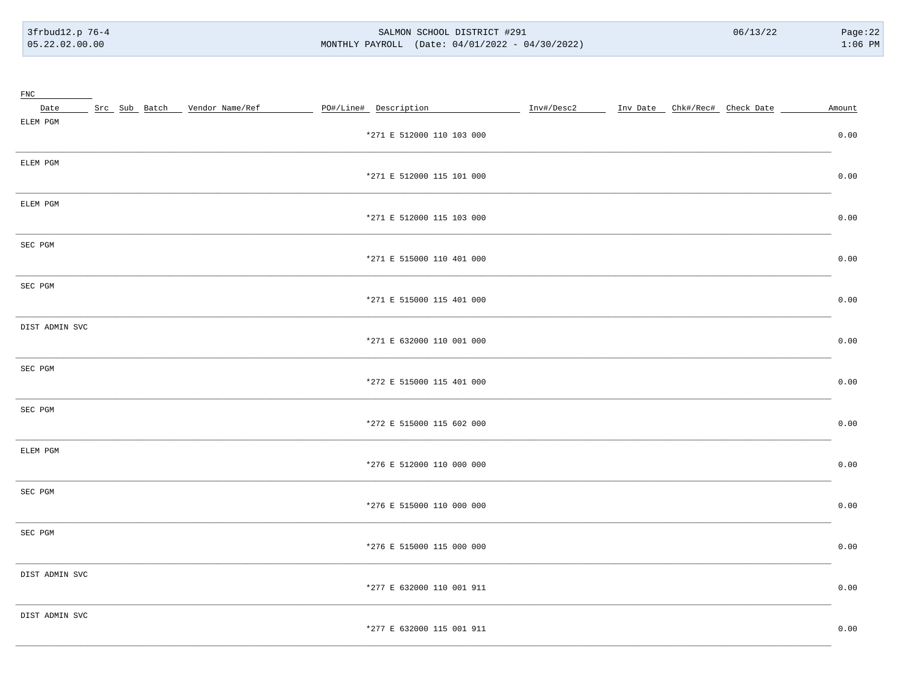| FNC | | | | | | | | | | | |
|---|---|---|---|---|---|---|---|---|---|---|---|
| Date | Src | Sub | Batch | Vendor Name/Ref | PO#/Line# | Description | Inv#/Desc2 | Inv Date | Chk#/Rec# | Check Date | Amount |
| ELEM PGM | | | | | | | | | | | |
| | | | | | | *271 E 512000 110 103 000 | | | | | 0.00 |
| ELEM PGM | | | | | | | | | | | |
| | | | | | | *271 E 512000 115 101 000 | | | | | 0.00 |
| ELEM PGM | | | | | | | | | | | |
| | | | | | | *271 E 512000 115 103 000 | | | | | 0.00 |
| SEC PGM | | | | | | | | | | | |
| | | | | | | *271 E 515000 110 401 000 | | | | | 0.00 |
| SEC PGM | | | | | | | | | | | |
| | | | | | | *271 E 515000 115 401 000 | | | | | 0.00 |
| DIST ADMIN SVC | | | | | | | | | | | |
| | | | | | | *271 E 632000 110 001 000 | | | | | 0.00 |
| SEC PGM | | | | | | | | | | | |
| | | | | | | *272 E 515000 115 401 000 | | | | | 0.00 |
| SEC PGM | | | | | | | | | | | |
| | | | | | | *272 E 515000 115 602 000 | | | | | 0.00 |
| ELEM PGM | | | | | | | | | | | |
| | | | | | | *276 E 512000 110 000 000 | | | | | 0.00 |
| SEC PGM | | | | | | | | | | | |
| | | | | | | *276 E 515000 110 000 000 | | | | | 0.00 |
| SEC PGM | | | | | | | | | | | |
| | | | | | | *276 E 515000 115 000 000 | | | | | 0.00 |
| DIST ADMIN SVC | | | | | | | | | | | |
| | | | | | | *277 E 632000 110 001 911 | | | | | 0.00 |
| DIST ADMIN SVC | | | | | | | | | | | |
| | | | | | | *277 E 632000 115 001 911 | | | | | 0.00 |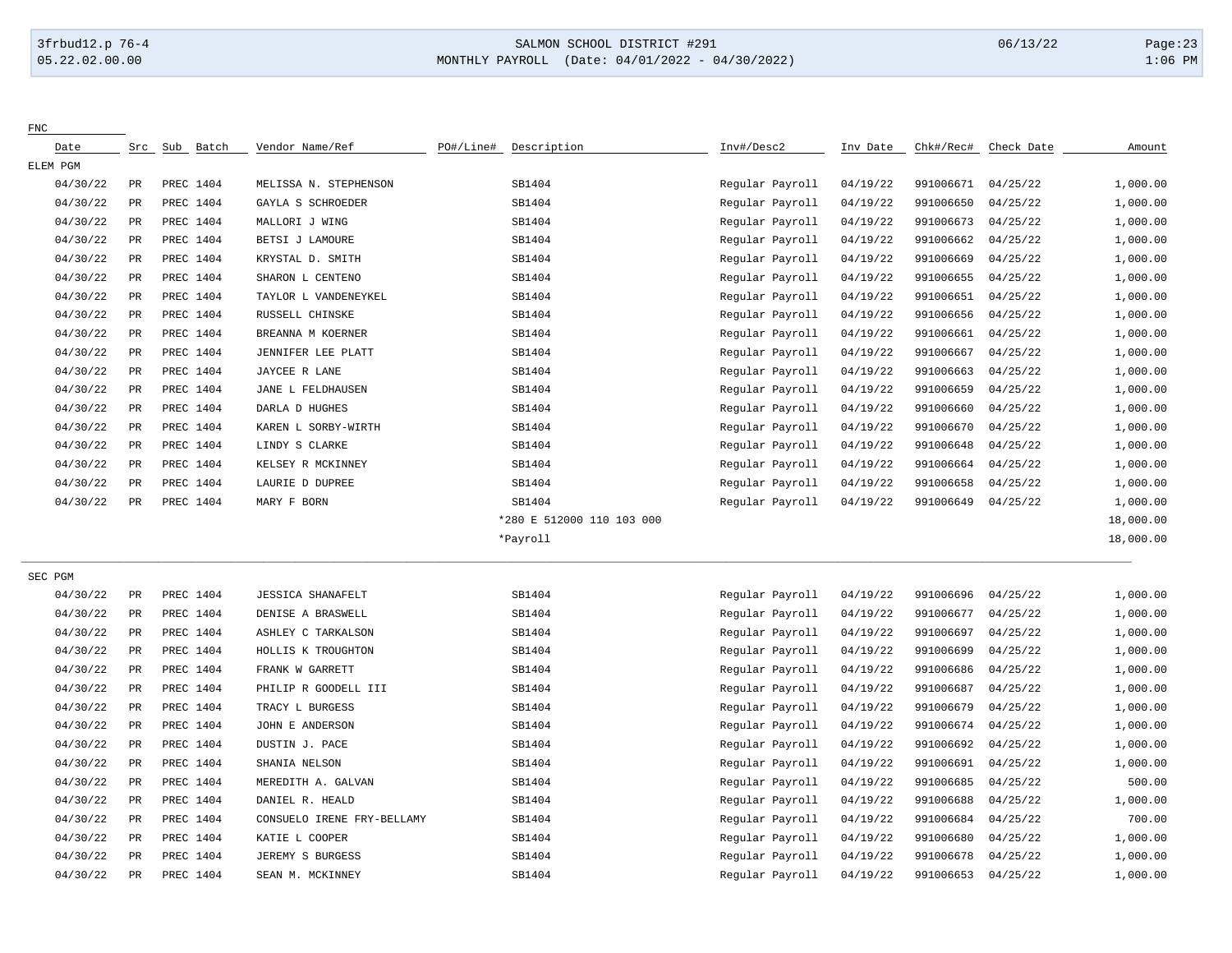FNC

| Date | Src | Sub | Batch | Vendor Name/Ref | PO#/Line# | Description | Inv#/Desc2 | Inv Date | Chk#/Rec# | Check Date | Amount |
|---|---|---|---|---|---|---|---|---|---|---|---|
| ELEM PGM | | | | | | | | | | | |
| 04/30/22 | PR | PREC | 1404 | MELISSA N. STEPHENSON | | SB1404 | Regular Payroll | 04/19/22 | 991006671 | 04/25/22 | 1,000.00 |
| 04/30/22 | PR | PREC | 1404 | GAYLA S SCHROEDER | | SB1404 | Regular Payroll | 04/19/22 | 991006650 | 04/25/22 | 1,000.00 |
| 04/30/22 | PR | PREC | 1404 | MALLORI J WING | | SB1404 | Regular Payroll | 04/19/22 | 991006673 | 04/25/22 | 1,000.00 |
| 04/30/22 | PR | PREC | 1404 | BETSI J LAMOURE | | SB1404 | Regular Payroll | 04/19/22 | 991006662 | 04/25/22 | 1,000.00 |
| 04/30/22 | PR | PREC | 1404 | KRYSTAL D. SMITH | | SB1404 | Regular Payroll | 04/19/22 | 991006669 | 04/25/22 | 1,000.00 |
| 04/30/22 | PR | PREC | 1404 | SHARON L CENTENO | | SB1404 | Regular Payroll | 04/19/22 | 991006655 | 04/25/22 | 1,000.00 |
| 04/30/22 | PR | PREC | 1404 | TAYLOR L VANDENEYKEL | | SB1404 | Regular Payroll | 04/19/22 | 991006651 | 04/25/22 | 1,000.00 |
| 04/30/22 | PR | PREC | 1404 | RUSSELL CHINSKE | | SB1404 | Regular Payroll | 04/19/22 | 991006656 | 04/25/22 | 1,000.00 |
| 04/30/22 | PR | PREC | 1404 | BREANNA M KOERNER | | SB1404 | Regular Payroll | 04/19/22 | 991006661 | 04/25/22 | 1,000.00 |
| 04/30/22 | PR | PREC | 1404 | JENNIFER LEE PLATT | | SB1404 | Regular Payroll | 04/19/22 | 991006667 | 04/25/22 | 1,000.00 |
| 04/30/22 | PR | PREC | 1404 | JAYCEE R LANE | | SB1404 | Regular Payroll | 04/19/22 | 991006663 | 04/25/22 | 1,000.00 |
| 04/30/22 | PR | PREC | 1404 | JANE L FELDHAUSEN | | SB1404 | Regular Payroll | 04/19/22 | 991006659 | 04/25/22 | 1,000.00 |
| 04/30/22 | PR | PREC | 1404 | DARLA D HUGHES | | SB1404 | Regular Payroll | 04/19/22 | 991006660 | 04/25/22 | 1,000.00 |
| 04/30/22 | PR | PREC | 1404 | KAREN L SORBY-WIRTH | | SB1404 | Regular Payroll | 04/19/22 | 991006670 | 04/25/22 | 1,000.00 |
| 04/30/22 | PR | PREC | 1404 | LINDY S CLARKE | | SB1404 | Regular Payroll | 04/19/22 | 991006648 | 04/25/22 | 1,000.00 |
| 04/30/22 | PR | PREC | 1404 | KELSEY R MCKINNEY | | SB1404 | Regular Payroll | 04/19/22 | 991006664 | 04/25/22 | 1,000.00 |
| 04/30/22 | PR | PREC | 1404 | LAURIE D DUPREE | | SB1404 | Regular Payroll | 04/19/22 | 991006658 | 04/25/22 | 1,000.00 |
| 04/30/22 | PR | PREC | 1404 | MARY F BORN | | SB1404 | Regular Payroll | 04/19/22 | 991006649 | 04/25/22 | 1,000.00 |
| | | | | | | *280 E 512000 110 103 000 | | | | | 18,000.00 |
| | | | | | | *Payroll | | | | | 18,000.00 |
| SEC PGM | | | | | | | | | | | |
| 04/30/22 | PR | PREC | 1404 | JESSICA SHANAFELT | | SB1404 | Regular Payroll | 04/19/22 | 991006696 | 04/25/22 | 1,000.00 |
| 04/30/22 | PR | PREC | 1404 | DENISE A BRASWELL | | SB1404 | Regular Payroll | 04/19/22 | 991006677 | 04/25/22 | 1,000.00 |
| 04/30/22 | PR | PREC | 1404 | ASHLEY C TARKALSON | | SB1404 | Regular Payroll | 04/19/22 | 991006697 | 04/25/22 | 1,000.00 |
| 04/30/22 | PR | PREC | 1404 | HOLLIS K TROUGHTON | | SB1404 | Regular Payroll | 04/19/22 | 991006699 | 04/25/22 | 1,000.00 |
| 04/30/22 | PR | PREC | 1404 | FRANK W GARRETT | | SB1404 | Regular Payroll | 04/19/22 | 991006686 | 04/25/22 | 1,000.00 |
| 04/30/22 | PR | PREC | 1404 | PHILIP R GOODELL III | | SB1404 | Regular Payroll | 04/19/22 | 991006687 | 04/25/22 | 1,000.00 |
| 04/30/22 | PR | PREC | 1404 | TRACY L BURGESS | | SB1404 | Regular Payroll | 04/19/22 | 991006679 | 04/25/22 | 1,000.00 |
| 04/30/22 | PR | PREC | 1404 | JOHN E ANDERSON | | SB1404 | Regular Payroll | 04/19/22 | 991006674 | 04/25/22 | 1,000.00 |
| 04/30/22 | PR | PREC | 1404 | DUSTIN J. PACE | | SB1404 | Regular Payroll | 04/19/22 | 991006692 | 04/25/22 | 1,000.00 |
| 04/30/22 | PR | PREC | 1404 | SHANIA NELSON | | SB1404 | Regular Payroll | 04/19/22 | 991006691 | 04/25/22 | 1,000.00 |
| 04/30/22 | PR | PREC | 1404 | MEREDITH A. GALVAN | | SB1404 | Regular Payroll | 04/19/22 | 991006685 | 04/25/22 | 500.00 |
| 04/30/22 | PR | PREC | 1404 | DANIEL R. HEALD | | SB1404 | Regular Payroll | 04/19/22 | 991006688 | 04/25/22 | 1,000.00 |
| 04/30/22 | PR | PREC | 1404 | CONSUELO IRENE FRY-BELLAMY | | SB1404 | Regular Payroll | 04/19/22 | 991006684 | 04/25/22 | 700.00 |
| 04/30/22 | PR | PREC | 1404 | KATIE L COOPER | | SB1404 | Regular Payroll | 04/19/22 | 991006680 | 04/25/22 | 1,000.00 |
| 04/30/22 | PR | PREC | 1404 | JEREMY S BURGESS | | SB1404 | Regular Payroll | 04/19/22 | 991006678 | 04/25/22 | 1,000.00 |
| 04/30/22 | PR | PREC | 1404 | SEAN M. MCKINNEY | | SB1404 | Regular Payroll | 04/19/22 | 991006653 | 04/25/22 | 1,000.00 |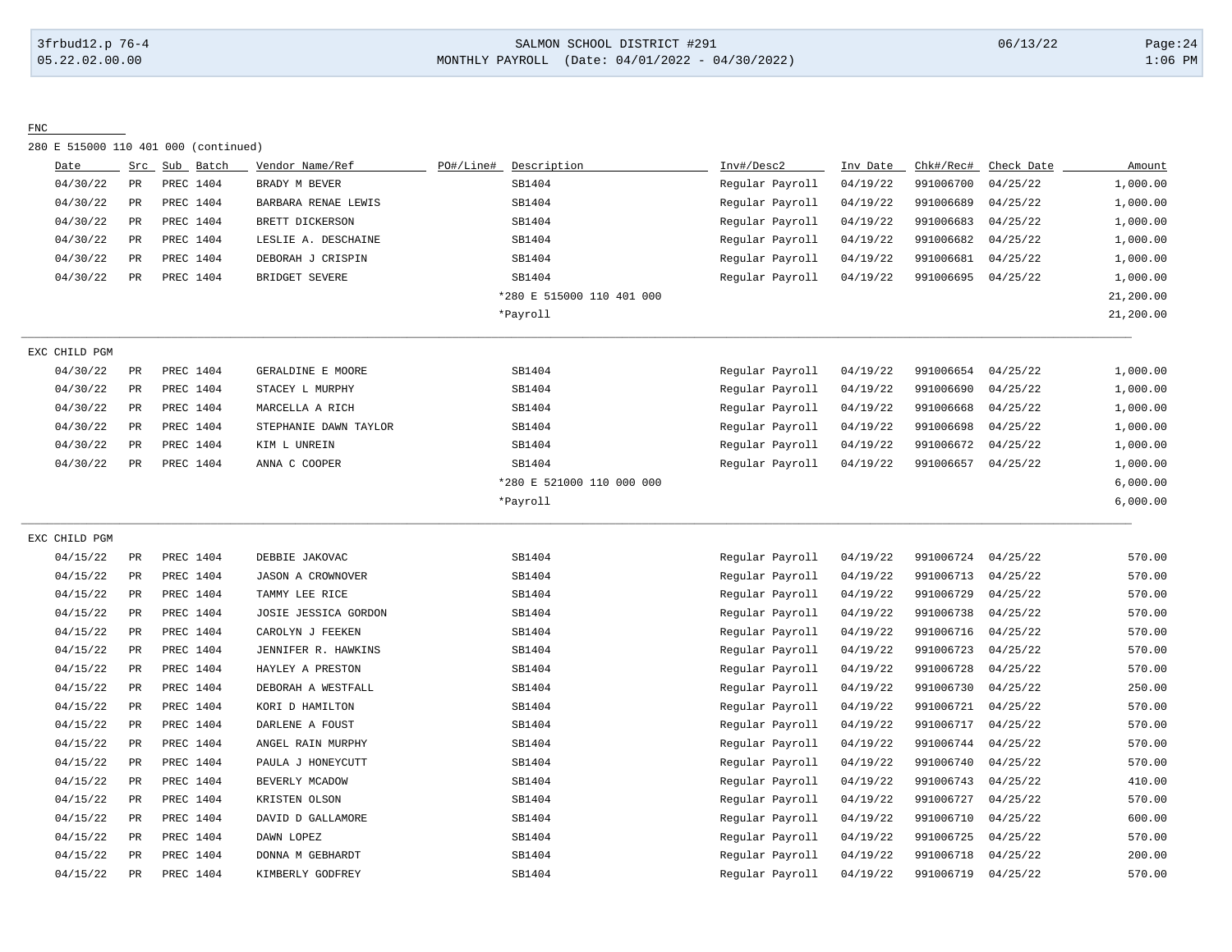FNC

280 E 515000 110 401 000 (continued)

| Date | Src | Sub | Batch | Vendor Name/Ref | PO#/Line# | Description | Inv#/Desc2 | Inv Date | Chk#/Rec# | Check Date | Amount |
|---|---|---|---|---|---|---|---|---|---|---|---|
| 04/30/22 | PR | PREC | 1404 | BRADY M BEVER | | SB1404 | Regular Payroll | 04/19/22 | 991006700 | 04/25/22 | 1,000.00 |
| 04/30/22 | PR | PREC | 1404 | BARBARA RENAE LEWIS | | SB1404 | Regular Payroll | 04/19/22 | 991006689 | 04/25/22 | 1,000.00 |
| 04/30/22 | PR | PREC | 1404 | BRETT DICKERSON | | SB1404 | Regular Payroll | 04/19/22 | 991006683 | 04/25/22 | 1,000.00 |
| 04/30/22 | PR | PREC | 1404 | LESLIE A. DESCHAINE | | SB1404 | Regular Payroll | 04/19/22 | 991006682 | 04/25/22 | 1,000.00 |
| 04/30/22 | PR | PREC | 1404 | DEBORAH J CRISPIN | | SB1404 | Regular Payroll | 04/19/22 | 991006681 | 04/25/22 | 1,000.00 |
| 04/30/22 | PR | PREC | 1404 | BRIDGET SEVERE | | SB1404 | Regular Payroll | 04/19/22 | 991006695 | 04/25/22 | 1,000.00 |
| | | | | | | *280 E 515000 110 401 000 | | | | | 21,200.00 |
| | | | | | | *Payroll | | | | | 21,200.00 |

EXC CHILD PGM

| Date | Src | Sub | Batch | Vendor Name/Ref | PO#/Line# | Description | Inv#/Desc2 | Inv Date | Chk#/Rec# | Check Date | Amount |
|---|---|---|---|---|---|---|---|---|---|---|---|
| 04/30/22 | PR | PREC | 1404 | GERALDINE E MOORE | | SB1404 | Regular Payroll | 04/19/22 | 991006654 | 04/25/22 | 1,000.00 |
| 04/30/22 | PR | PREC | 1404 | STACEY L MURPHY | | SB1404 | Regular Payroll | 04/19/22 | 991006690 | 04/25/22 | 1,000.00 |
| 04/30/22 | PR | PREC | 1404 | MARCELLA A RICH | | SB1404 | Regular Payroll | 04/19/22 | 991006668 | 04/25/22 | 1,000.00 |
| 04/30/22 | PR | PREC | 1404 | STEPHANIE DAWN TAYLOR | | SB1404 | Regular Payroll | 04/19/22 | 991006698 | 04/25/22 | 1,000.00 |
| 04/30/22 | PR | PREC | 1404 | KIM L UNREIN | | SB1404 | Regular Payroll | 04/19/22 | 991006672 | 04/25/22 | 1,000.00 |
| 04/30/22 | PR | PREC | 1404 | ANNA C COOPER | | SB1404 | Regular Payroll | 04/19/22 | 991006657 | 04/25/22 | 1,000.00 |
| | | | | | | *280 E 521000 110 000 000 | | | | | 6,000.00 |
| | | | | | | *Payroll | | | | | 6,000.00 |

EXC CHILD PGM

| Date | Src | Sub | Batch | Vendor Name/Ref | PO#/Line# | Description | Inv#/Desc2 | Inv Date | Chk#/Rec# | Check Date | Amount |
|---|---|---|---|---|---|---|---|---|---|---|---|
| 04/15/22 | PR | PREC | 1404 | DEBBIE JAKOVAC | | SB1404 | Regular Payroll | 04/19/22 | 991006724 | 04/25/22 | 570.00 |
| 04/15/22 | PR | PREC | 1404 | JASON A CROWNOVER | | SB1404 | Regular Payroll | 04/19/22 | 991006713 | 04/25/22 | 570.00 |
| 04/15/22 | PR | PREC | 1404 | TAMMY LEE RICE | | SB1404 | Regular Payroll | 04/19/22 | 991006729 | 04/25/22 | 570.00 |
| 04/15/22 | PR | PREC | 1404 | JOSIE JESSICA GORDON | | SB1404 | Regular Payroll | 04/19/22 | 991006738 | 04/25/22 | 570.00 |
| 04/15/22 | PR | PREC | 1404 | CAROLYN J FEEKEN | | SB1404 | Regular Payroll | 04/19/22 | 991006716 | 04/25/22 | 570.00 |
| 04/15/22 | PR | PREC | 1404 | JENNIFER R. HAWKINS | | SB1404 | Regular Payroll | 04/19/22 | 991006723 | 04/25/22 | 570.00 |
| 04/15/22 | PR | PREC | 1404 | HAYLEY A PRESTON | | SB1404 | Regular Payroll | 04/19/22 | 991006728 | 04/25/22 | 570.00 |
| 04/15/22 | PR | PREC | 1404 | DEBORAH A WESTFALL | | SB1404 | Regular Payroll | 04/19/22 | 991006730 | 04/25/22 | 250.00 |
| 04/15/22 | PR | PREC | 1404 | KORI D HAMILTON | | SB1404 | Regular Payroll | 04/19/22 | 991006721 | 04/25/22 | 570.00 |
| 04/15/22 | PR | PREC | 1404 | DARLENE A FOUST | | SB1404 | Regular Payroll | 04/19/22 | 991006717 | 04/25/22 | 570.00 |
| 04/15/22 | PR | PREC | 1404 | ANGEL RAIN MURPHY | | SB1404 | Regular Payroll | 04/19/22 | 991006744 | 04/25/22 | 570.00 |
| 04/15/22 | PR | PREC | 1404 | PAULA J HONEYCUTT | | SB1404 | Regular Payroll | 04/19/22 | 991006740 | 04/25/22 | 570.00 |
| 04/15/22 | PR | PREC | 1404 | BEVERLY MCADOW | | SB1404 | Regular Payroll | 04/19/22 | 991006743 | 04/25/22 | 410.00 |
| 04/15/22 | PR | PREC | 1404 | KRISTEN OLSON | | SB1404 | Regular Payroll | 04/19/22 | 991006727 | 04/25/22 | 570.00 |
| 04/15/22 | PR | PREC | 1404 | DAVID D GALLAMORE | | SB1404 | Regular Payroll | 04/19/22 | 991006710 | 04/25/22 | 600.00 |
| 04/15/22 | PR | PREC | 1404 | DAWN LOPEZ | | SB1404 | Regular Payroll | 04/19/22 | 991006725 | 04/25/22 | 570.00 |
| 04/15/22 | PR | PREC | 1404 | DONNA M GEBHARDT | | SB1404 | Regular Payroll | 04/19/22 | 991006718 | 04/25/22 | 200.00 |
| 04/15/22 | PR | PREC | 1404 | KIMBERLY GODFREY | | SB1404 | Regular Payroll | 04/19/22 | 991006719 | 04/25/22 | 570.00 |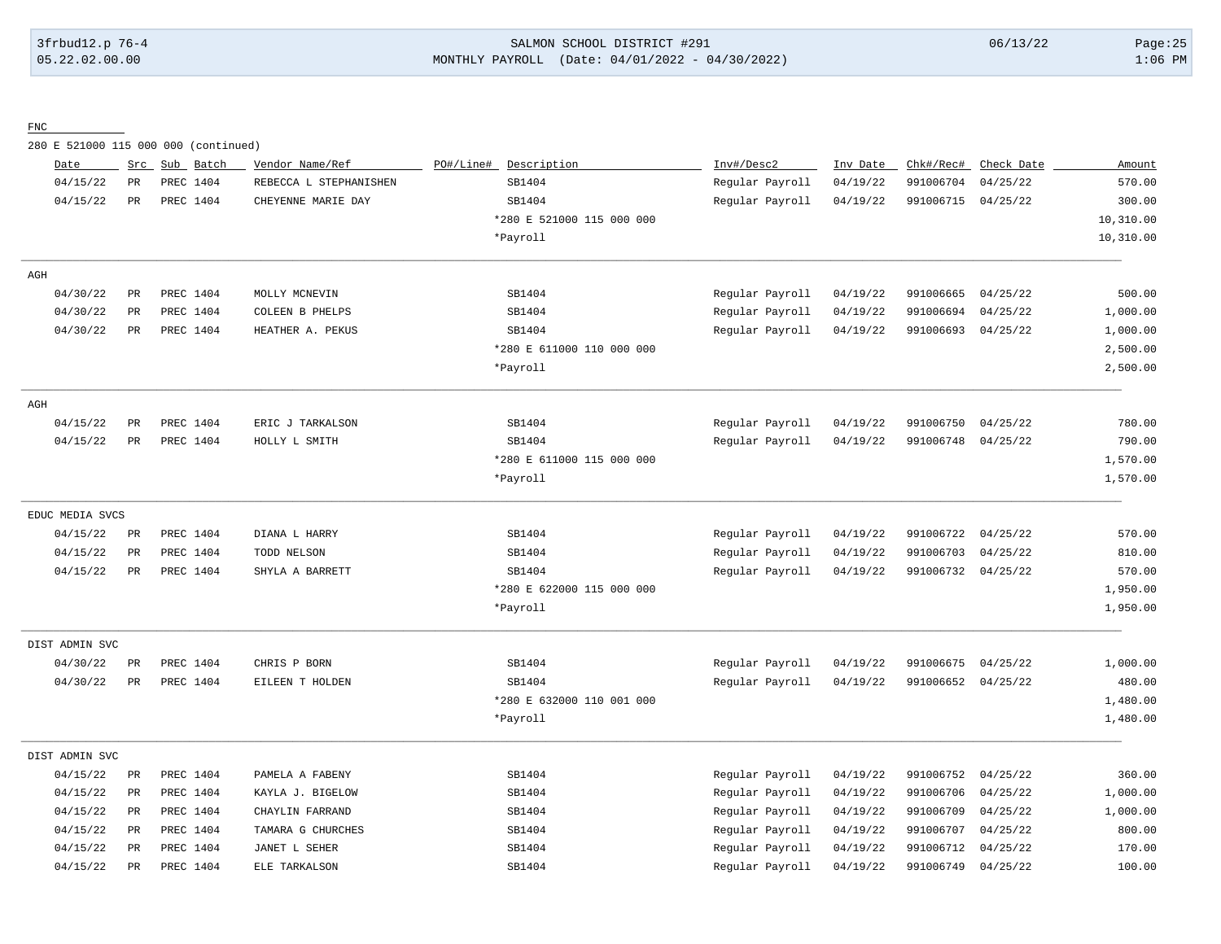FNC

280 E 521000 115 000 000 (continued)

| Date | Src | Sub | Batch | Vendor Name/Ref | PO#/Line# | Description | Inv#/Desc2 | Inv Date | Chk#/Rec# | Check Date | Amount |
|---|---|---|---|---|---|---|---|---|---|---|---|
| 04/15/22 | PR | PREC | 1404 | REBECCA L STEPHANISHEN | | SB1404 | Regular Payroll | 04/19/22 | 991006704 | 04/25/22 | 570.00 |
| 04/15/22 | PR | PREC | 1404 | CHEYENNE MARIE DAY | | SB1404 | Regular Payroll | 04/19/22 | 991006715 | 04/25/22 | 300.00 |
| | | | | | | *280 E 521000 115 000 000 | | | | | 10,310.00 |
| | | | | | | *Payroll | | | | | 10,310.00 |

AGH

| Date | Src | Sub | Batch | Vendor Name/Ref | PO#/Line# | Description | Inv#/Desc2 | Inv Date | Chk#/Rec# | Check Date | Amount |
|---|---|---|---|---|---|---|---|---|---|---|---|
| 04/30/22 | PR | PREC | 1404 | MOLLY MCNEVIN | | SB1404 | Regular Payroll | 04/19/22 | 991006665 | 04/25/22 | 500.00 |
| 04/30/22 | PR | PREC | 1404 | COLEEN B PHELPS | | SB1404 | Regular Payroll | 04/19/22 | 991006694 | 04/25/22 | 1,000.00 |
| 04/30/22 | PR | PREC | 1404 | HEATHER A. PEKUS | | SB1404 | Regular Payroll | 04/19/22 | 991006693 | 04/25/22 | 1,000.00 |
| | | | | | | *280 E 611000 110 000 000 | | | | | 2,500.00 |
| | | | | | | *Payroll | | | | | 2,500.00 |

AGH

| Date | Src | Sub | Batch | Vendor Name/Ref | PO#/Line# | Description | Inv#/Desc2 | Inv Date | Chk#/Rec# | Check Date | Amount |
|---|---|---|---|---|---|---|---|---|---|---|---|
| 04/15/22 | PR | PREC | 1404 | ERIC J TARKALSON | | SB1404 | Regular Payroll | 04/19/22 | 991006750 | 04/25/22 | 780.00 |
| 04/15/22 | PR | PREC | 1404 | HOLLY L SMITH | | SB1404 | Regular Payroll | 04/19/22 | 991006748 | 04/25/22 | 790.00 |
| | | | | | | *280 E 611000 115 000 000 | | | | | 1,570.00 |
| | | | | | | *Payroll | | | | | 1,570.00 |

EDUC MEDIA SVCS

| Date | Src | Sub | Batch | Vendor Name/Ref | PO#/Line# | Description | Inv#/Desc2 | Inv Date | Chk#/Rec# | Check Date | Amount |
|---|---|---|---|---|---|---|---|---|---|---|---|
| 04/15/22 | PR | PREC | 1404 | DIANA L HARRY | | SB1404 | Regular Payroll | 04/19/22 | 991006722 | 04/25/22 | 570.00 |
| 04/15/22 | PR | PREC | 1404 | TODD NELSON | | SB1404 | Regular Payroll | 04/19/22 | 991006703 | 04/25/22 | 810.00 |
| 04/15/22 | PR | PREC | 1404 | SHYLA A BARRETT | | SB1404 | Regular Payroll | 04/19/22 | 991006732 | 04/25/22 | 570.00 |
| | | | | | | *280 E 622000 115 000 000 | | | | | 1,950.00 |
| | | | | | | *Payroll | | | | | 1,950.00 |

DIST ADMIN SVC

| Date | Src | Sub | Batch | Vendor Name/Ref | PO#/Line# | Description | Inv#/Desc2 | Inv Date | Chk#/Rec# | Check Date | Amount |
|---|---|---|---|---|---|---|---|---|---|---|---|
| 04/30/22 | PR | PREC | 1404 | CHRIS P BORN | | SB1404 | Regular Payroll | 04/19/22 | 991006675 | 04/25/22 | 1,000.00 |
| 04/30/22 | PR | PREC | 1404 | EILEEN T HOLDEN | | SB1404 | Regular Payroll | 04/19/22 | 991006652 | 04/25/22 | 480.00 |
| | | | | | | *280 E 632000 110 001 000 | | | | | 1,480.00 |
| | | | | | | *Payroll | | | | | 1,480.00 |

DIST ADMIN SVC

| Date | Src | Sub | Batch | Vendor Name/Ref | PO#/Line# | Description | Inv#/Desc2 | Inv Date | Chk#/Rec# | Check Date | Amount |
|---|---|---|---|---|---|---|---|---|---|---|---|
| 04/15/22 | PR | PREC | 1404 | PAMELA A FABENY | | SB1404 | Regular Payroll | 04/19/22 | 991006752 | 04/25/22 | 360.00 |
| 04/15/22 | PR | PREC | 1404 | KAYLA J. BIGELOW | | SB1404 | Regular Payroll | 04/19/22 | 991006706 | 04/25/22 | 1,000.00 |
| 04/15/22 | PR | PREC | 1404 | CHAYLIN FARRAND | | SB1404 | Regular Payroll | 04/19/22 | 991006709 | 04/25/22 | 1,000.00 |
| 04/15/22 | PR | PREC | 1404 | TAMARA G CHURCHES | | SB1404 | Regular Payroll | 04/19/22 | 991006707 | 04/25/22 | 800.00 |
| 04/15/22 | PR | PREC | 1404 | JANET L SEHER | | SB1404 | Regular Payroll | 04/19/22 | 991006712 | 04/25/22 | 170.00 |
| 04/15/22 | PR | PREC | 1404 | ELE TARKALSON | | SB1404 | Regular Payroll | 04/19/22 | 991006749 | 04/25/22 | 100.00 |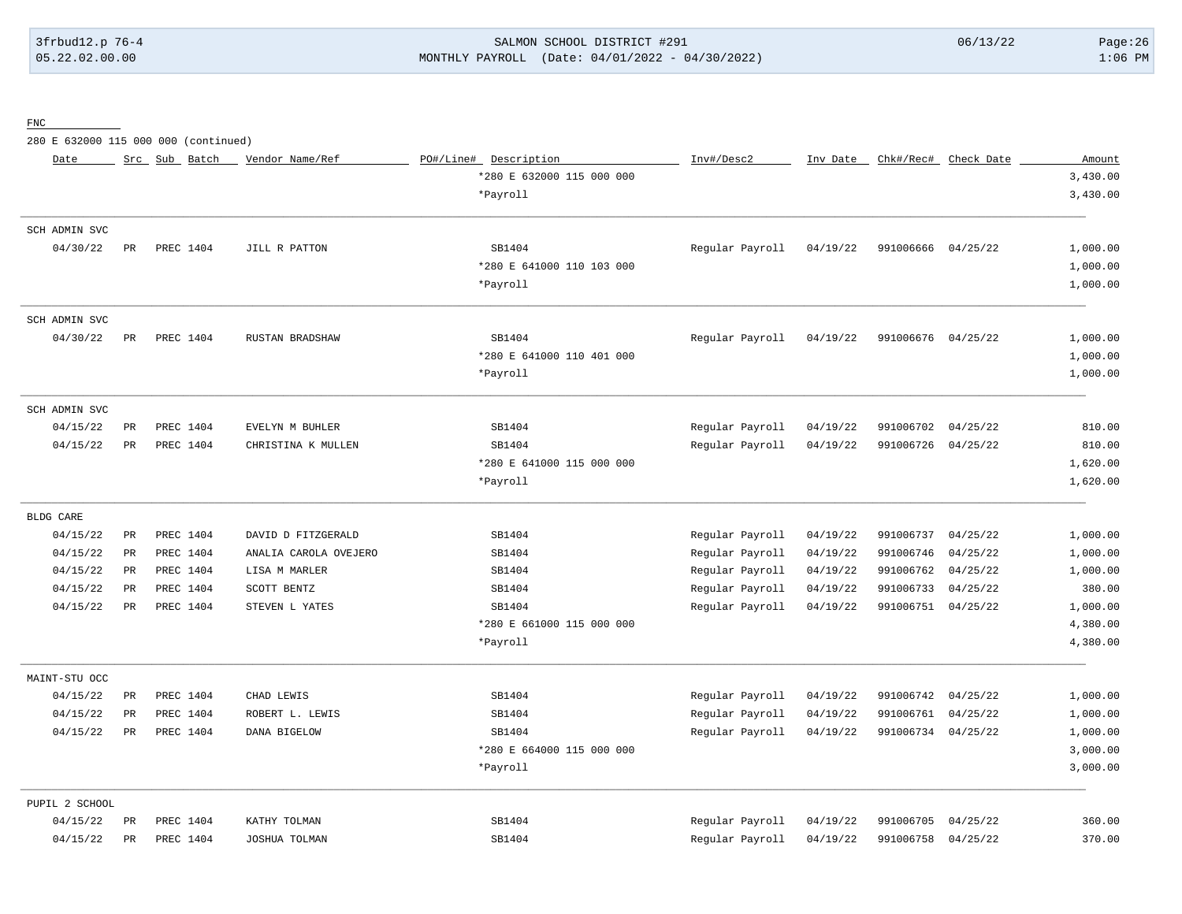FNC

280 E 632000 115 000 000 (continued)

| Date | Src | Sub | Batch | Vendor Name/Ref | PO#/Line# | Description | Inv#/Desc2 | Inv Date | Chk#/Rec# | Check Date | Amount |
|---|---|---|---|---|---|---|---|---|---|---|---|
| | | | | | | *280 E 632000 115 000 000 | | | | | 3,430.00 |
| | | | | | | *Payroll | | | | | 3,430.00 |
| **SCH ADMIN SVC** | | | | | | | | | | | |
| 04/30/22 | PR | PREC | 1404 | JILL R PATTON | | SB1404 | Regular Payroll | 04/19/22 | 991006666 | 04/25/22 | 1,000.00 |
| | | | | | | *280 E 641000 110 103 000 | | | | | 1,000.00 |
| | | | | | | *Payroll | | | | | 1,000.00 |
| **SCH ADMIN SVC** | | | | | | | | | | | |
| 04/30/22 | PR | PREC | 1404 | RUSTAN BRADSHAW | | SB1404 | Regular Payroll | 04/19/22 | 991006676 | 04/25/22 | 1,000.00 |
| | | | | | | *280 E 641000 110 401 000 | | | | | 1,000.00 |
| | | | | | | *Payroll | | | | | 1,000.00 |
| **SCH ADMIN SVC** | | | | | | | | | | | |
| 04/15/22 | PR | PREC | 1404 | EVELYN M BUHLER | | SB1404 | Regular Payroll | 04/19/22 | 991006702 | 04/25/22 | 810.00 |
| 04/15/22 | PR | PREC | 1404 | CHRISTINA K MULLEN | | SB1404 | Regular Payroll | 04/19/22 | 991006726 | 04/25/22 | 810.00 |
| | | | | | | *280 E 641000 115 000 000 | | | | | 1,620.00 |
| | | | | | | *Payroll | | | | | 1,620.00 |
| **BLDG CARE** | | | | | | | | | | | |
| 04/15/22 | PR | PREC | 1404 | DAVID D FITZGERALD | | SB1404 | Regular Payroll | 04/19/22 | 991006737 | 04/25/22 | 1,000.00 |
| 04/15/22 | PR | PREC | 1404 | ANALIA CAROLA OVEJERO | | SB1404 | Regular Payroll | 04/19/22 | 991006746 | 04/25/22 | 1,000.00 |
| 04/15/22 | PR | PREC | 1404 | LISA M MARLER | | SB1404 | Regular Payroll | 04/19/22 | 991006762 | 04/25/22 | 1,000.00 |
| 04/15/22 | PR | PREC | 1404 | SCOTT BENTZ | | SB1404 | Regular Payroll | 04/19/22 | 991006733 | 04/25/22 | 380.00 |
| 04/15/22 | PR | PREC | 1404 | STEVEN L YATES | | SB1404 | Regular Payroll | 04/19/22 | 991006751 | 04/25/22 | 1,000.00 |
| | | | | | | *280 E 661000 115 000 000 | | | | | 4,380.00 |
| | | | | | | *Payroll | | | | | 4,380.00 |
| **MAINT-STU OCC** | | | | | | | | | | | |
| 04/15/22 | PR | PREC | 1404 | CHAD LEWIS | | SB1404 | Regular Payroll | 04/19/22 | 991006742 | 04/25/22 | 1,000.00 |
| 04/15/22 | PR | PREC | 1404 | ROBERT L. LEWIS | | SB1404 | Regular Payroll | 04/19/22 | 991006761 | 04/25/22 | 1,000.00 |
| 04/15/22 | PR | PREC | 1404 | DANA BIGELOW | | SB1404 | Regular Payroll | 04/19/22 | 991006734 | 04/25/22 | 1,000.00 |
| | | | | | | *280 E 664000 115 000 000 | | | | | 3,000.00 |
| | | | | | | *Payroll | | | | | 3,000.00 |
| **PUPIL 2 SCHOOL** | | | | | | | | | | | |
| 04/15/22 | PR | PREC | 1404 | KATHY TOLMAN | | SB1404 | Regular Payroll | 04/19/22 | 991006705 | 04/25/22 | 360.00 |
| 04/15/22 | PR | PREC | 1404 | JOSHUA TOLMAN | | SB1404 | Regular Payroll | 04/19/22 | 991006758 | 04/25/22 | 370.00 |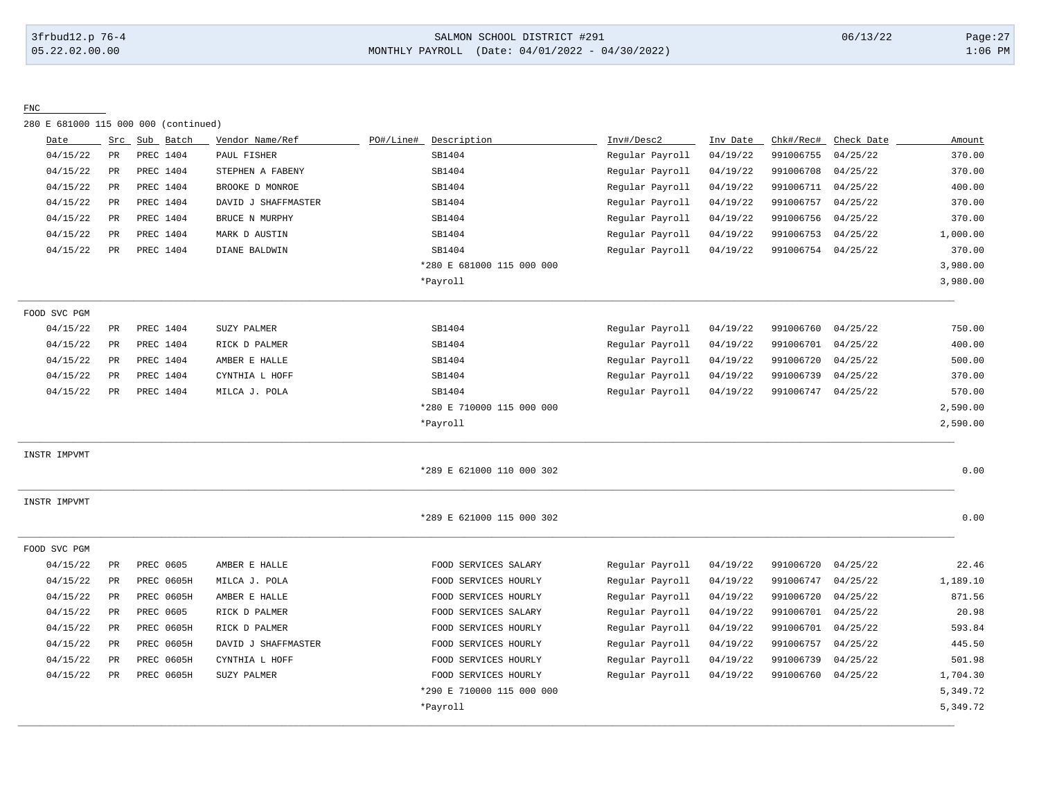FNC

280 E 681000 115 000 000 (continued)

| Date | Src | Sub | Batch | Vendor Name/Ref | PO#/Line# | Description | Inv#/Desc2 | Inv Date | Chk#/Rec# | Check Date | Amount |
|---|---|---|---|---|---|---|---|---|---|---|---|
| 04/15/22 | PR | PREC | 1404 | PAUL FISHER | | SB1404 | Regular Payroll | 04/19/22 | 991006755 | 04/25/22 | 370.00 |
| 04/15/22 | PR | PREC | 1404 | STEPHEN A FABENY | | SB1404 | Regular Payroll | 04/19/22 | 991006708 | 04/25/22 | 370.00 |
| 04/15/22 | PR | PREC | 1404 | BROOKE D MONROE | | SB1404 | Regular Payroll | 04/19/22 | 991006711 | 04/25/22 | 400.00 |
| 04/15/22 | PR | PREC | 1404 | DAVID J SHAFFMASTER | | SB1404 | Regular Payroll | 04/19/22 | 991006757 | 04/25/22 | 370.00 |
| 04/15/22 | PR | PREC | 1404 | BRUCE N MURPHY | | SB1404 | Regular Payroll | 04/19/22 | 991006756 | 04/25/22 | 370.00 |
| 04/15/22 | PR | PREC | 1404 | MARK D AUSTIN | | SB1404 | Regular Payroll | 04/19/22 | 991006753 | 04/25/22 | 1,000.00 |
| 04/15/22 | PR | PREC | 1404 | DIANE BALDWIN | | SB1404 | Regular Payroll | 04/19/22 | 991006754 | 04/25/22 | 370.00 |
| | | | | | | *280 E 681000 115 000 000 | | | | | 3,980.00 |
| | | | | | | *Payroll | | | | | 3,980.00 |

FOOD SVC PGM

| Date | Src | Sub | Batch | Vendor Name/Ref | PO#/Line# | Description | Inv#/Desc2 | Inv Date | Chk#/Rec# | Check Date | Amount |
|---|---|---|---|---|---|---|---|---|---|---|---|
| 04/15/22 | PR | PREC | 1404 | SUZY PALMER | | SB1404 | Regular Payroll | 04/19/22 | 991006760 | 04/25/22 | 750.00 |
| 04/15/22 | PR | PREC | 1404 | RICK D PALMER | | SB1404 | Regular Payroll | 04/19/22 | 991006701 | 04/25/22 | 400.00 |
| 04/15/22 | PR | PREC | 1404 | AMBER E HALLE | | SB1404 | Regular Payroll | 04/19/22 | 991006720 | 04/25/22 | 500.00 |
| 04/15/22 | PR | PREC | 1404 | CYNTHIA L HOFF | | SB1404 | Regular Payroll | 04/19/22 | 991006739 | 04/25/22 | 370.00 |
| 04/15/22 | PR | PREC | 1404 | MILCA J. POLA | | SB1404 | Regular Payroll | 04/19/22 | 991006747 | 04/25/22 | 570.00 |
| | | | | | | *280 E 710000 115 000 000 | | | | | 2,590.00 |
| | | | | | | *Payroll | | | | | 2,590.00 |

INSTR IMPVMT

*289 E 621000 110 000 302 — 0.00

INSTR IMPVMT

*289 E 621000 115 000 302 — 0.00

FOOD SVC PGM

| Date | Src | Sub | Batch | Vendor Name/Ref | PO#/Line# | Description | Inv#/Desc2 | Inv Date | Chk#/Rec# | Check Date | Amount |
|---|---|---|---|---|---|---|---|---|---|---|---|
| 04/15/22 | PR | PREC | 0605 | AMBER E HALLE | | FOOD SERVICES SALARY | Regular Payroll | 04/19/22 | 991006720 | 04/25/22 | 22.46 |
| 04/15/22 | PR | PREC | 0605H | MILCA J. POLA | | FOOD SERVICES HOURLY | Regular Payroll | 04/19/22 | 991006747 | 04/25/22 | 1,189.10 |
| 04/15/22 | PR | PREC | 0605H | AMBER E HALLE | | FOOD SERVICES HOURLY | Regular Payroll | 04/19/22 | 991006720 | 04/25/22 | 871.56 |
| 04/15/22 | PR | PREC | 0605 | RICK D PALMER | | FOOD SERVICES SALARY | Regular Payroll | 04/19/22 | 991006701 | 04/25/22 | 20.98 |
| 04/15/22 | PR | PREC | 0605H | RICK D PALMER | | FOOD SERVICES HOURLY | Regular Payroll | 04/19/22 | 991006701 | 04/25/22 | 593.84 |
| 04/15/22 | PR | PREC | 0605H | DAVID J SHAFFMASTER | | FOOD SERVICES HOURLY | Regular Payroll | 04/19/22 | 991006757 | 04/25/22 | 445.50 |
| 04/15/22 | PR | PREC | 0605H | CYNTHIA L HOFF | | FOOD SERVICES HOURLY | Regular Payroll | 04/19/22 | 991006739 | 04/25/22 | 501.98 |
| 04/15/22 | PR | PREC | 0605H | SUZY PALMER | | FOOD SERVICES HOURLY | Regular Payroll | 04/19/22 | 991006760 | 04/25/22 | 1,704.30 |
| | | | | | | *290 E 710000 115 000 000 | | | | | 5,349.72 |
| | | | | | | *Payroll | | | | | 5,349.72 |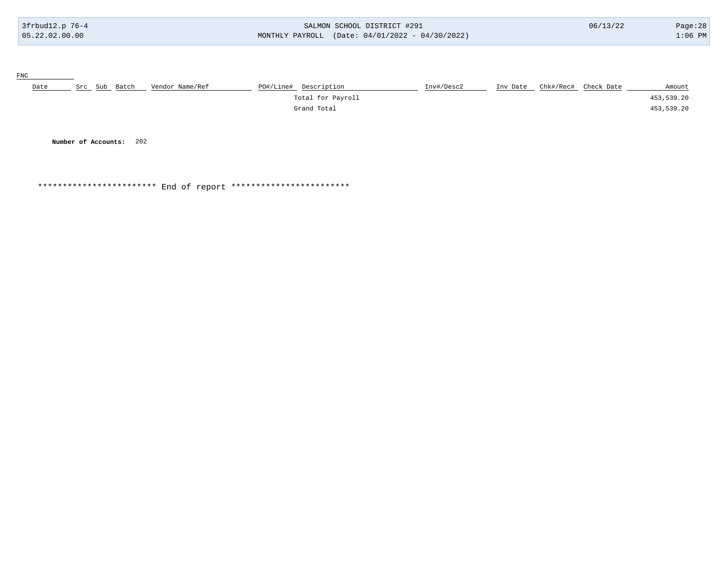FNC

| Date | Src | Sub | Batch | Vendor Name/Ref | PO#/Line# | Description | Inv#/Desc2 | Inv Date | Chk#/Rec# | Check Date | Amount |
|---|---|---|---|---|---|---|---|---|---|---|---|
| | | | | | | Total for Payroll | | | | | 453,539.20 |
| | | | | | | Grand Total | | | | | 453,539.20 |

**Number of Accounts:** 202

************************ End of report ************************